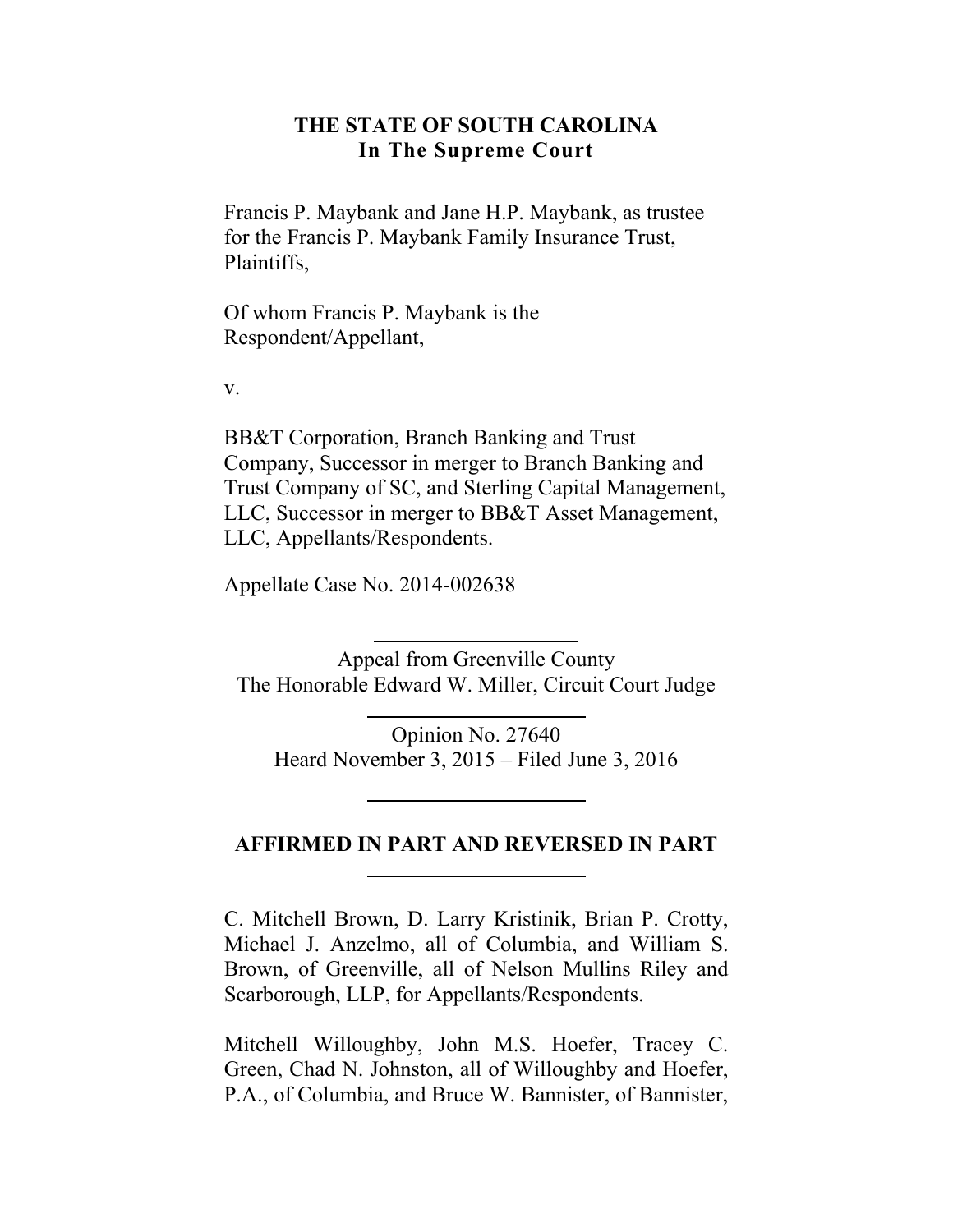**THE STATE OF SOUTH CAROLINA**
**In The Supreme Court**

Francis P. Maybank and Jane H.P. Maybank, as trustee for the Francis P. Maybank Family Insurance Trust, Plaintiffs,

Of whom Francis P. Maybank is the Respondent/Appellant,

v.

BB&T Corporation, Branch Banking and Trust Company, Successor in merger to Branch Banking and Trust Company of SC, and Sterling Capital Management, LLC, Successor in merger to BB&T Asset Management, LLC, Appellants/Respondents.

Appellate Case No. 2014-002638

---

Appeal from Greenville County
The Honorable Edward W. Miller, Circuit Court Judge

---

Opinion No. 27640
Heard November 3, 2015 – Filed June 3, 2016

---

**AFFIRMED IN PART AND REVERSED IN PART**

---

C. Mitchell Brown, D. Larry Kristinik, Brian P. Crotty, Michael J. Anzelmo, all of Columbia, and William S. Brown, of Greenville, all of Nelson Mullins Riley and Scarborough, LLP, for Appellants/Respondents.

Mitchell Willoughby, John M.S. Hoefer, Tracey C. Green, Chad N. Johnston, all of Willoughby and Hoefer, P.A., of Columbia, and Bruce W. Bannister, of Bannister,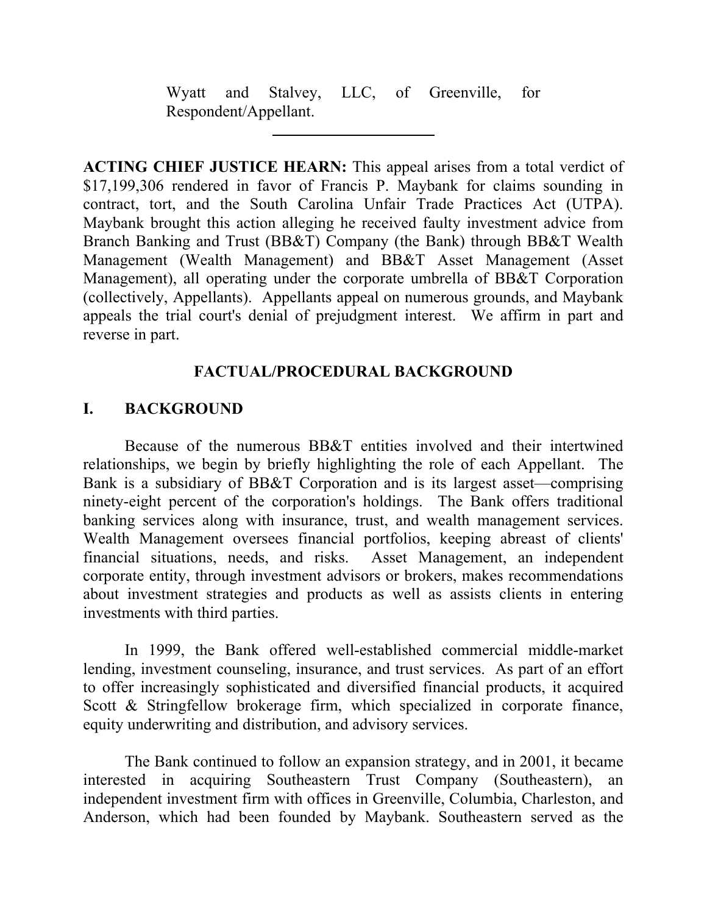Wyatt and Stalvey, LLC, of Greenville, for Respondent/Appellant.

---

**ACTING CHIEF JUSTICE HEARN:** This appeal arises from a total verdict of $17,199,306 rendered in favor of Francis P. Maybank for claims sounding in contract, tort, and the South Carolina Unfair Trade Practices Act (UTPA). Maybank brought this action alleging he received faulty investment advice from Branch Banking and Trust (BB&T) Company (the Bank) through BB&T Wealth Management (Wealth Management) and BB&T Asset Management (Asset Management), all operating under the corporate umbrella of BB&T Corporation (collectively, Appellants). Appellants appeal on numerous grounds, and Maybank appeals the trial court's denial of prejudgment interest. We affirm in part and reverse in part.

## FACTUAL/PROCEDURAL BACKGROUND

### I. BACKGROUND

Because of the numerous BB&T entities involved and their intertwined relationships, we begin by briefly highlighting the role of each Appellant. The Bank is a subsidiary of BB&T Corporation and is its largest asset—comprising ninety-eight percent of the corporation's holdings. The Bank offers traditional banking services along with insurance, trust, and wealth management services. Wealth Management oversees financial portfolios, keeping abreast of clients' financial situations, needs, and risks. Asset Management, an independent corporate entity, through investment advisors or brokers, makes recommendations about investment strategies and products as well as assists clients in entering investments with third parties.

In 1999, the Bank offered well-established commercial middle-market lending, investment counseling, insurance, and trust services. As part of an effort to offer increasingly sophisticated and diversified financial products, it acquired Scott & Stringfellow brokerage firm, which specialized in corporate finance, equity underwriting and distribution, and advisory services.

The Bank continued to follow an expansion strategy, and in 2001, it became interested in acquiring Southeastern Trust Company (Southeastern), an independent investment firm with offices in Greenville, Columbia, Charleston, and Anderson, which had been founded by Maybank. Southeastern served as the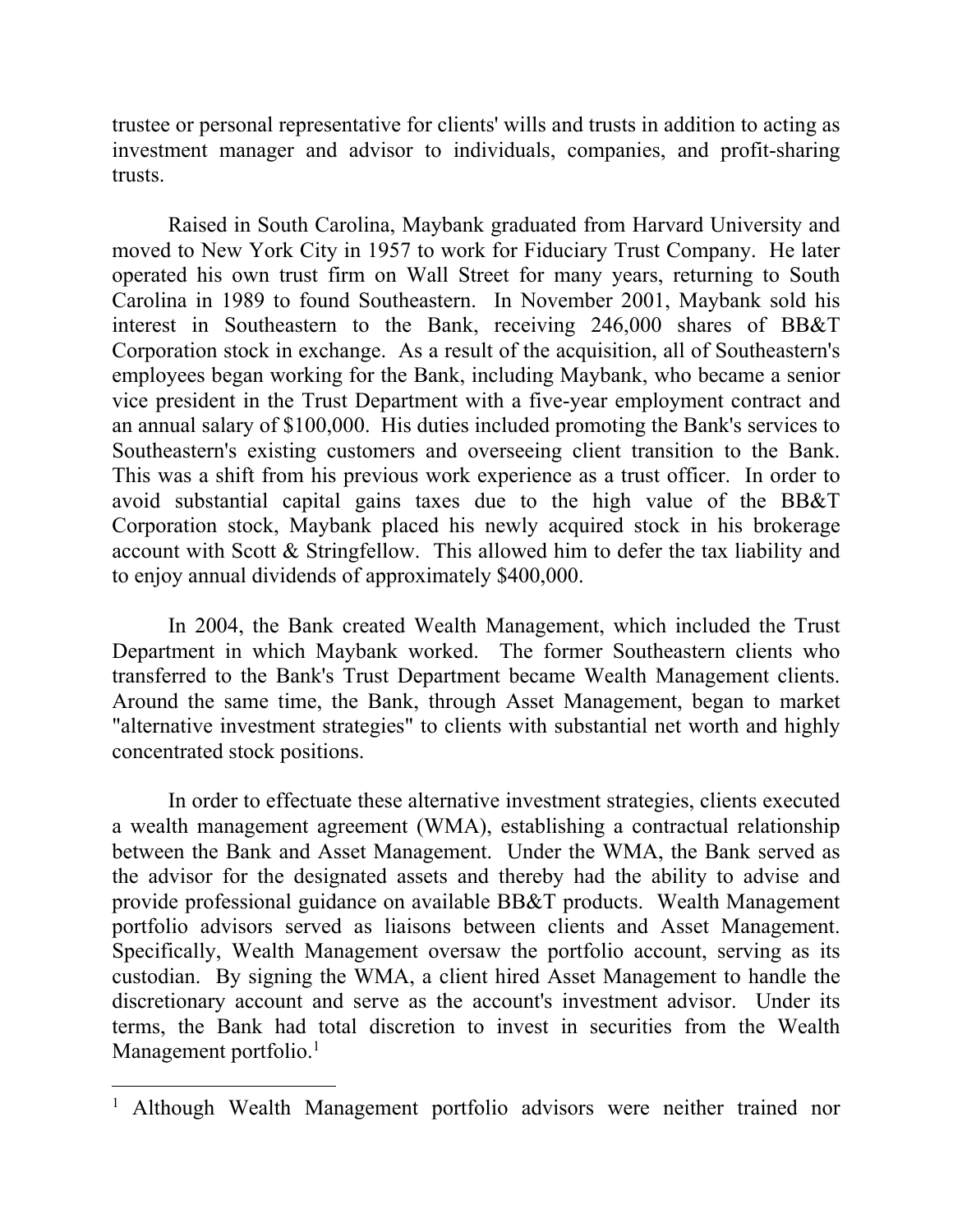trustee or personal representative for clients' wills and trusts in addition to acting as investment manager and advisor to individuals, companies, and profit-sharing trusts.

Raised in South Carolina, Maybank graduated from Harvard University and moved to New York City in 1957 to work for Fiduciary Trust Company. He later operated his own trust firm on Wall Street for many years, returning to South Carolina in 1989 to found Southeastern. In November 2001, Maybank sold his interest in Southeastern to the Bank, receiving 246,000 shares of BB&T Corporation stock in exchange. As a result of the acquisition, all of Southeastern's employees began working for the Bank, including Maybank, who became a senior vice president in the Trust Department with a five-year employment contract and an annual salary of $100,000. His duties included promoting the Bank's services to Southeastern's existing customers and overseeing client transition to the Bank. This was a shift from his previous work experience as a trust officer. In order to avoid substantial capital gains taxes due to the high value of the BB&T Corporation stock, Maybank placed his newly acquired stock in his brokerage account with Scott & Stringfellow. This allowed him to defer the tax liability and to enjoy annual dividends of approximately $400,000.

In 2004, the Bank created Wealth Management, which included the Trust Department in which Maybank worked. The former Southeastern clients who transferred to the Bank's Trust Department became Wealth Management clients. Around the same time, the Bank, through Asset Management, began to market "alternative investment strategies" to clients with substantial net worth and highly concentrated stock positions.

In order to effectuate these alternative investment strategies, clients executed a wealth management agreement (WMA), establishing a contractual relationship between the Bank and Asset Management. Under the WMA, the Bank served as the advisor for the designated assets and thereby had the ability to advise and provide professional guidance on available BB&T products. Wealth Management portfolio advisors served as liaisons between clients and Asset Management. Specifically, Wealth Management oversaw the portfolio account, serving as its custodian. By signing the WMA, a client hired Asset Management to handle the discretionary account and serve as the account's investment advisor. Under its terms, the Bank had total discretion to invest in securities from the Wealth Management portfolio.[1]

---

[1] Although Wealth Management portfolio advisors were neither trained nor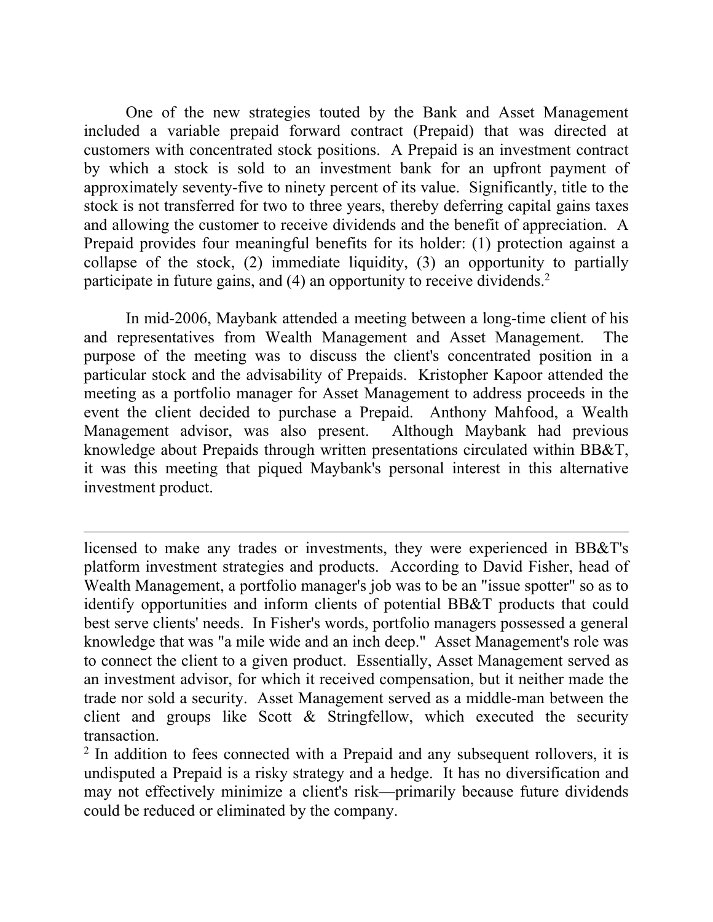One of the new strategies touted by the Bank and Asset Management included a variable prepaid forward contract (Prepaid) that was directed at customers with concentrated stock positions. A Prepaid is an investment contract by which a stock is sold to an investment bank for an upfront payment of approximately seventy-five to ninety percent of its value. Significantly, title to the stock is not transferred for two to three years, thereby deferring capital gains taxes and allowing the customer to receive dividends and the benefit of appreciation. A Prepaid provides four meaningful benefits for its holder: (1) protection against a collapse of the stock, (2) immediate liquidity, (3) an opportunity to partially participate in future gains, and (4) an opportunity to receive dividends.[2]

In mid-2006, Maybank attended a meeting between a long-time client of his and representatives from Wealth Management and Asset Management. The purpose of the meeting was to discuss the client's concentrated position in a particular stock and the advisability of Prepaids. Kristopher Kapoor attended the meeting as a portfolio manager for Asset Management to address proceeds in the event the client decided to purchase a Prepaid. Anthony Mahfood, a Wealth Management advisor, was also present. Although Maybank had previous knowledge about Prepaids through written presentations circulated within BB&T, it was this meeting that piqued Maybank's personal interest in this alternative investment product.

---

licensed to make any trades or investments, they were experienced in BB&T's platform investment strategies and products. According to David Fisher, head of Wealth Management, a portfolio manager's job was to be an "issue spotter" so as to identify opportunities and inform clients of potential BB&T products that could best serve clients' needs. In Fisher's words, portfolio managers possessed a general knowledge that was "a mile wide and an inch deep." Asset Management's role was to connect the client to a given product. Essentially, Asset Management served as an investment advisor, for which it received compensation, but it neither made the trade nor sold a security. Asset Management served as a middle-man between the client and groups like Scott & Stringfellow, which executed the security transaction.

[2] In addition to fees connected with a Prepaid and any subsequent rollovers, it is undisputed a Prepaid is a risky strategy and a hedge. It has no diversification and may not effectively minimize a client's risk—primarily because future dividends could be reduced or eliminated by the company.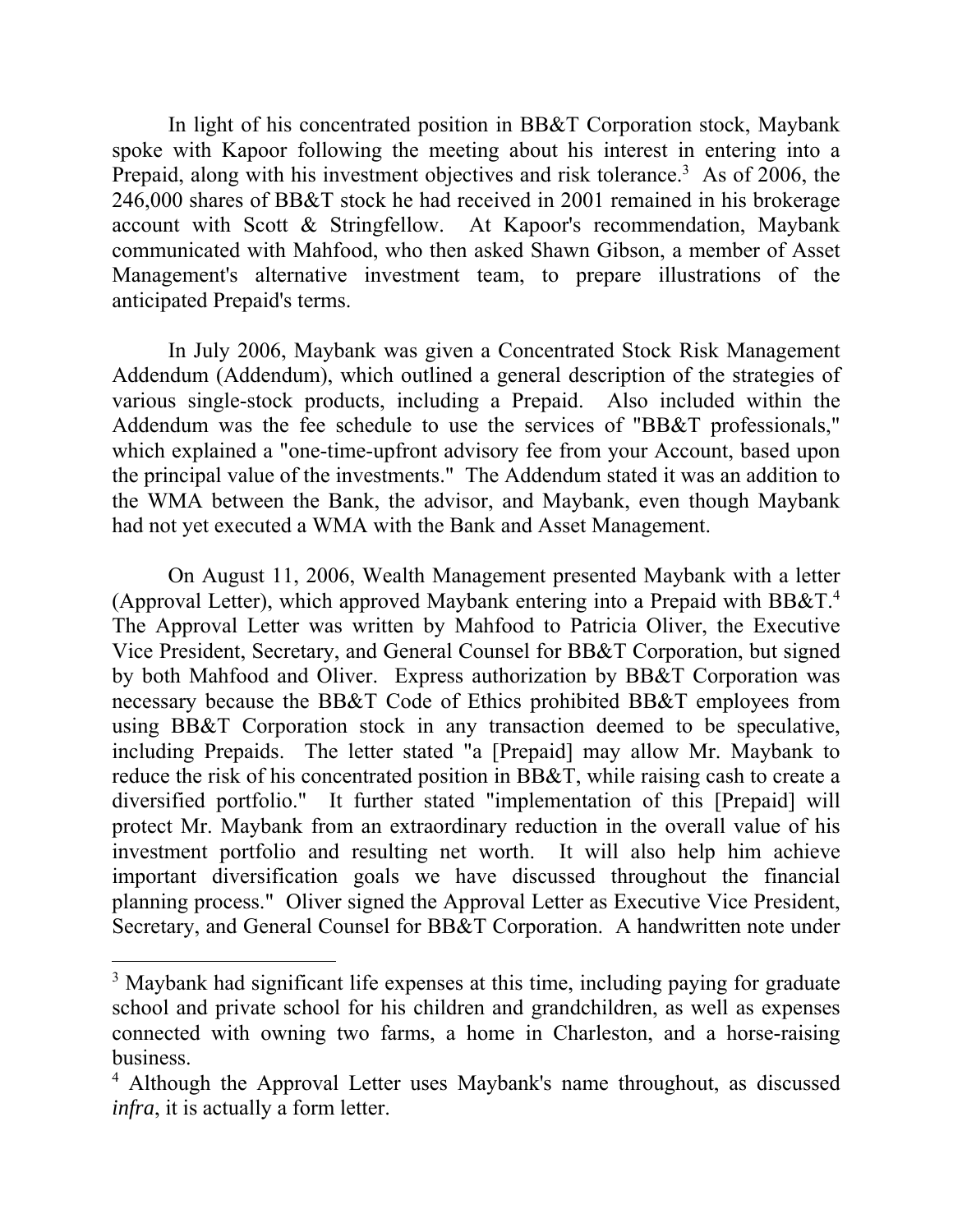In light of his concentrated position in BB&T Corporation stock, Maybank spoke with Kapoor following the meeting about his interest in entering into a Prepaid, along with his investment objectives and risk tolerance.[3] As of 2006, the 246,000 shares of BB&T stock he had received in 2001 remained in his brokerage account with Scott & Stringfellow. At Kapoor's recommendation, Maybank communicated with Mahfood, who then asked Shawn Gibson, a member of Asset Management's alternative investment team, to prepare illustrations of the anticipated Prepaid's terms.

In July 2006, Maybank was given a Concentrated Stock Risk Management Addendum (Addendum), which outlined a general description of the strategies of various single-stock products, including a Prepaid. Also included within the Addendum was the fee schedule to use the services of "BB&T professionals," which explained a "one-time-upfront advisory fee from your Account, based upon the principal value of the investments." The Addendum stated it was an addition to the WMA between the Bank, the advisor, and Maybank, even though Maybank had not yet executed a WMA with the Bank and Asset Management.

On August 11, 2006, Wealth Management presented Maybank with a letter (Approval Letter), which approved Maybank entering into a Prepaid with BB&T.[4] The Approval Letter was written by Mahfood to Patricia Oliver, the Executive Vice President, Secretary, and General Counsel for BB&T Corporation, but signed by both Mahfood and Oliver. Express authorization by BB&T Corporation was necessary because the BB&T Code of Ethics prohibited BB&T employees from using BB&T Corporation stock in any transaction deemed to be speculative, including Prepaids. The letter stated "a [Prepaid] may allow Mr. Maybank to reduce the risk of his concentrated position in BB&T, while raising cash to create a diversified portfolio." It further stated "implementation of this [Prepaid] will protect Mr. Maybank from an extraordinary reduction in the overall value of his investment portfolio and resulting net worth. It will also help him achieve important diversification goals we have discussed throughout the financial planning process." Oliver signed the Approval Letter as Executive Vice President, Secretary, and General Counsel for BB&T Corporation. A handwritten note under

---

[3] Maybank had significant life expenses at this time, including paying for graduate school and private school for his children and grandchildren, as well as expenses connected with owning two farms, a home in Charleston, and a horse-raising business.

[4] Although the Approval Letter uses Maybank's name throughout, as discussed *infra*, it is actually a form letter.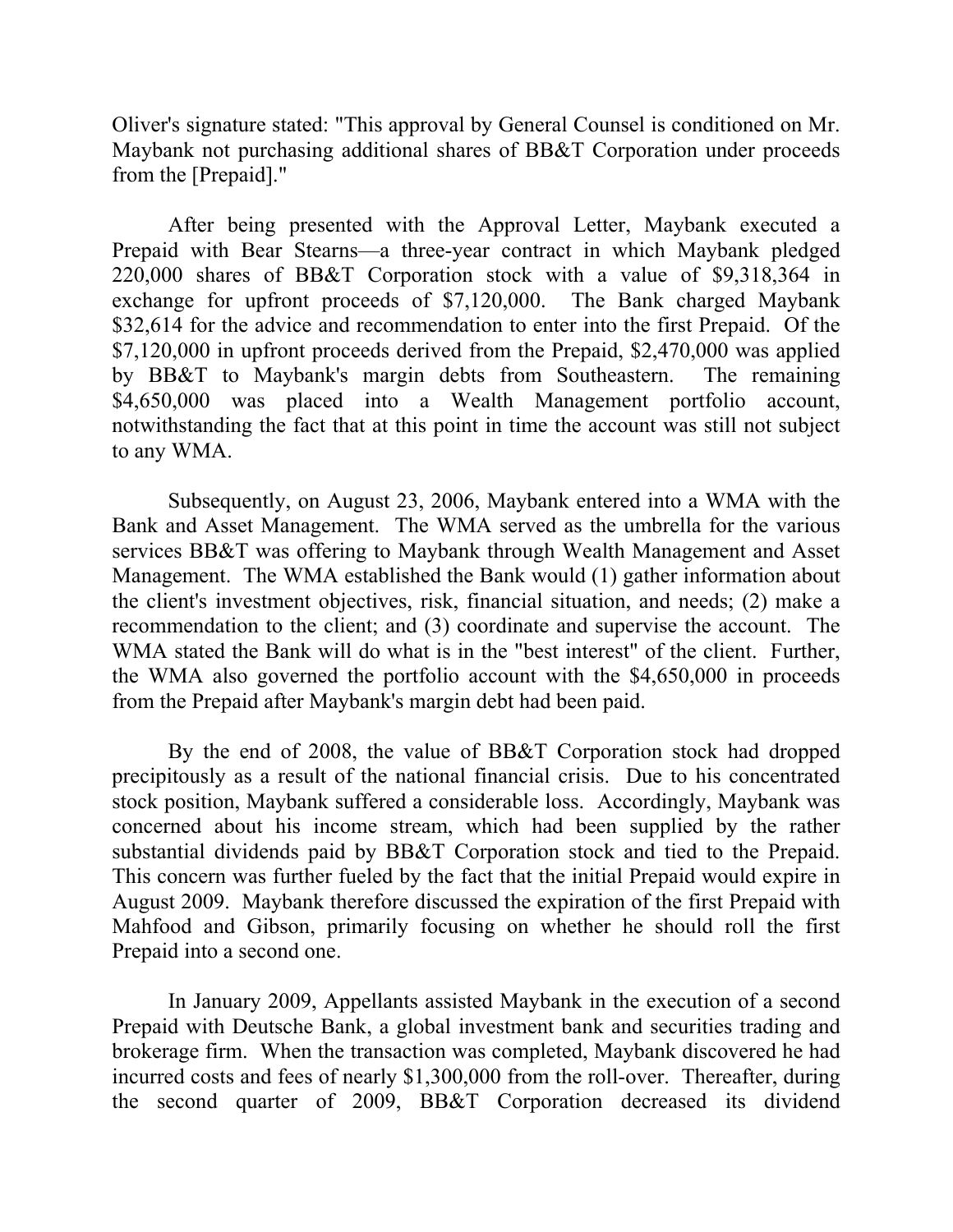Oliver's signature stated: "This approval by General Counsel is conditioned on Mr. Maybank not purchasing additional shares of BB&T Corporation under proceeds from the [Prepaid]."

After being presented with the Approval Letter, Maybank executed a Prepaid with Bear Stearns—a three-year contract in which Maybank pledged 220,000 shares of BB&T Corporation stock with a value of $9,318,364 in exchange for upfront proceeds of $7,120,000. The Bank charged Maybank $32,614 for the advice and recommendation to enter into the first Prepaid. Of the $7,120,000 in upfront proceeds derived from the Prepaid, $2,470,000 was applied by BB&T to Maybank's margin debts from Southeastern. The remaining $4,650,000 was placed into a Wealth Management portfolio account, notwithstanding the fact that at this point in time the account was still not subject to any WMA.

Subsequently, on August 23, 2006, Maybank entered into a WMA with the Bank and Asset Management. The WMA served as the umbrella for the various services BB&T was offering to Maybank through Wealth Management and Asset Management. The WMA established the Bank would (1) gather information about the client's investment objectives, risk, financial situation, and needs; (2) make a recommendation to the client; and (3) coordinate and supervise the account. The WMA stated the Bank will do what is in the "best interest" of the client. Further, the WMA also governed the portfolio account with the $4,650,000 in proceeds from the Prepaid after Maybank's margin debt had been paid.

By the end of 2008, the value of BB&T Corporation stock had dropped precipitously as a result of the national financial crisis. Due to his concentrated stock position, Maybank suffered a considerable loss. Accordingly, Maybank was concerned about his income stream, which had been supplied by the rather substantial dividends paid by BB&T Corporation stock and tied to the Prepaid. This concern was further fueled by the fact that the initial Prepaid would expire in August 2009. Maybank therefore discussed the expiration of the first Prepaid with Mahfood and Gibson, primarily focusing on whether he should roll the first Prepaid into a second one.

In January 2009, Appellants assisted Maybank in the execution of a second Prepaid with Deutsche Bank, a global investment bank and securities trading and brokerage firm. When the transaction was completed, Maybank discovered he had incurred costs and fees of nearly $1,300,000 from the roll-over. Thereafter, during the second quarter of 2009, BB&T Corporation decreased its dividend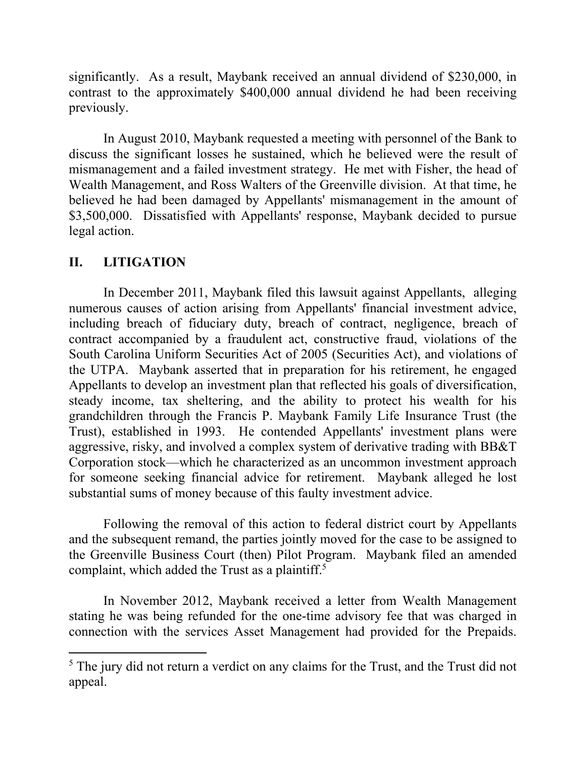significantly. As a result, Maybank received an annual dividend of $230,000, in contrast to the approximately $400,000 annual dividend he had been receiving previously.

In August 2010, Maybank requested a meeting with personnel of the Bank to discuss the significant losses he sustained, which he believed were the result of mismanagement and a failed investment strategy. He met with Fisher, the head of Wealth Management, and Ross Walters of the Greenville division. At that time, he believed he had been damaged by Appellants' mismanagement in the amount of $3,500,000. Dissatisfied with Appellants' response, Maybank decided to pursue legal action.

## II. LITIGATION

In December 2011, Maybank filed this lawsuit against Appellants, alleging numerous causes of action arising from Appellants' financial investment advice, including breach of fiduciary duty, breach of contract, negligence, breach of contract accompanied by a fraudulent act, constructive fraud, violations of the South Carolina Uniform Securities Act of 2005 (Securities Act), and violations of the UTPA. Maybank asserted that in preparation for his retirement, he engaged Appellants to develop an investment plan that reflected his goals of diversification, steady income, tax sheltering, and the ability to protect his wealth for his grandchildren through the Francis P. Maybank Family Life Insurance Trust (the Trust), established in 1993. He contended Appellants' investment plans were aggressive, risky, and involved a complex system of derivative trading with BB&T Corporation stock—which he characterized as an uncommon investment approach for someone seeking financial advice for retirement. Maybank alleged he lost substantial sums of money because of this faulty investment advice.

Following the removal of this action to federal district court by Appellants and the subsequent remand, the parties jointly moved for the case to be assigned to the Greenville Business Court (then) Pilot Program. Maybank filed an amended complaint, which added the Trust as a plaintiff.[5]

In November 2012, Maybank received a letter from Wealth Management stating he was being refunded for the one-time advisory fee that was charged in connection with the services Asset Management had provided for the Prepaids.

[5] The jury did not return a verdict on any claims for the Trust, and the Trust did not appeal.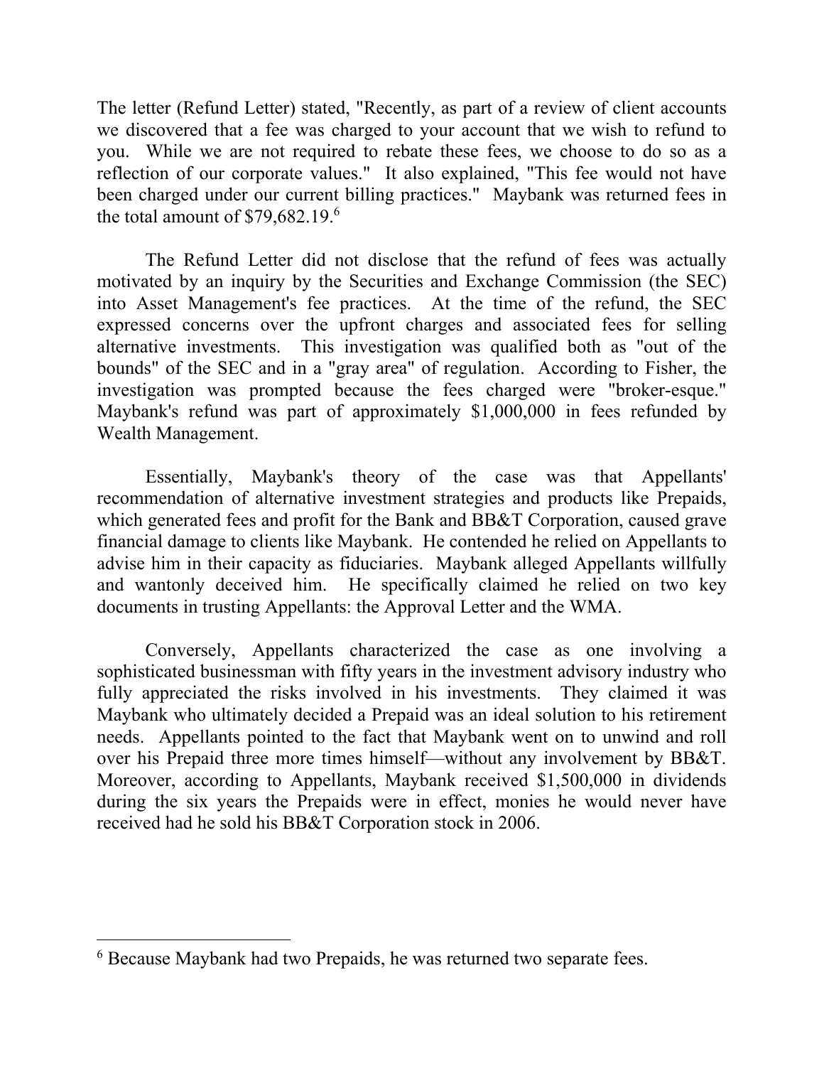The letter (Refund Letter) stated, "Recently, as part of a review of client accounts we discovered that a fee was charged to your account that we wish to refund to you. While we are not required to rebate these fees, we choose to do so as a reflection of our corporate values." It also explained, "This fee would not have been charged under our current billing practices." Maybank was returned fees in the total amount of $79,682.19.[6]

The Refund Letter did not disclose that the refund of fees was actually motivated by an inquiry by the Securities and Exchange Commission (the SEC) into Asset Management's fee practices. At the time of the refund, the SEC expressed concerns over the upfront charges and associated fees for selling alternative investments. This investigation was qualified both as "out of the bounds" of the SEC and in a "gray area" of regulation. According to Fisher, the investigation was prompted because the fees charged were "broker-esque." Maybank's refund was part of approximately $1,000,000 in fees refunded by Wealth Management.

Essentially, Maybank's theory of the case was that Appellants' recommendation of alternative investment strategies and products like Prepaids, which generated fees and profit for the Bank and BB&T Corporation, caused grave financial damage to clients like Maybank. He contended he relied on Appellants to advise him in their capacity as fiduciaries. Maybank alleged Appellants willfully and wantonly deceived him. He specifically claimed he relied on two key documents in trusting Appellants: the Approval Letter and the WMA.

Conversely, Appellants characterized the case as one involving a sophisticated businessman with fifty years in the investment advisory industry who fully appreciated the risks involved in his investments. They claimed it was Maybank who ultimately decided a Prepaid was an ideal solution to his retirement needs. Appellants pointed to the fact that Maybank went on to unwind and roll over his Prepaid three more times himself—without any involvement by BB&T. Moreover, according to Appellants, Maybank received $1,500,000 in dividends during the six years the Prepaids were in effect, monies he would never have received had he sold his BB&T Corporation stock in 2006.

---

[6] Because Maybank had two Prepaids, he was returned two separate fees.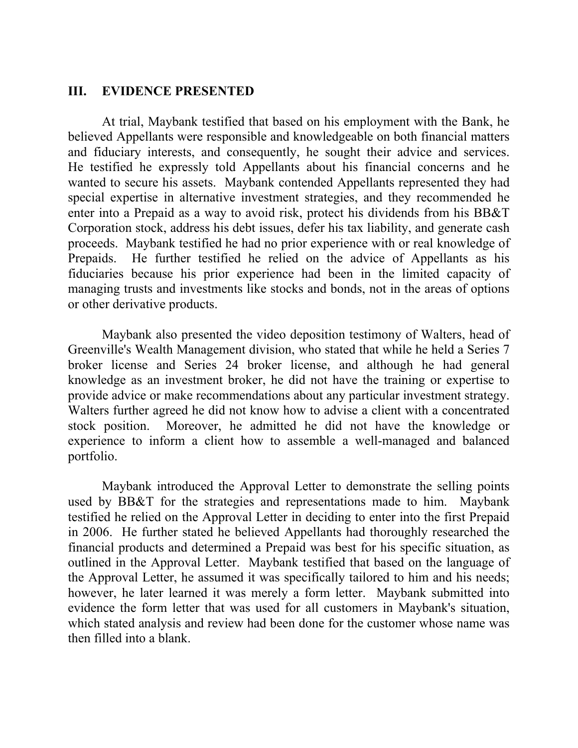## III. EVIDENCE PRESENTED

At trial, Maybank testified that based on his employment with the Bank, he believed Appellants were responsible and knowledgeable on both financial matters and fiduciary interests, and consequently, he sought their advice and services. He testified he expressly told Appellants about his financial concerns and he wanted to secure his assets. Maybank contended Appellants represented they had special expertise in alternative investment strategies, and they recommended he enter into a Prepaid as a way to avoid risk, protect his dividends from his BB&T Corporation stock, address his debt issues, defer his tax liability, and generate cash proceeds. Maybank testified he had no prior experience with or real knowledge of Prepaids. He further testified he relied on the advice of Appellants as his fiduciaries because his prior experience had been in the limited capacity of managing trusts and investments like stocks and bonds, not in the areas of options or other derivative products.

Maybank also presented the video deposition testimony of Walters, head of Greenville's Wealth Management division, who stated that while he held a Series 7 broker license and Series 24 broker license, and although he had general knowledge as an investment broker, he did not have the training or expertise to provide advice or make recommendations about any particular investment strategy. Walters further agreed he did not know how to advise a client with a concentrated stock position. Moreover, he admitted he did not have the knowledge or experience to inform a client how to assemble a well-managed and balanced portfolio.

Maybank introduced the Approval Letter to demonstrate the selling points used by BB&T for the strategies and representations made to him. Maybank testified he relied on the Approval Letter in deciding to enter into the first Prepaid in 2006. He further stated he believed Appellants had thoroughly researched the financial products and determined a Prepaid was best for his specific situation, as outlined in the Approval Letter. Maybank testified that based on the language of the Approval Letter, he assumed it was specifically tailored to him and his needs; however, he later learned it was merely a form letter. Maybank submitted into evidence the form letter that was used for all customers in Maybank's situation, which stated analysis and review had been done for the customer whose name was then filled into a blank.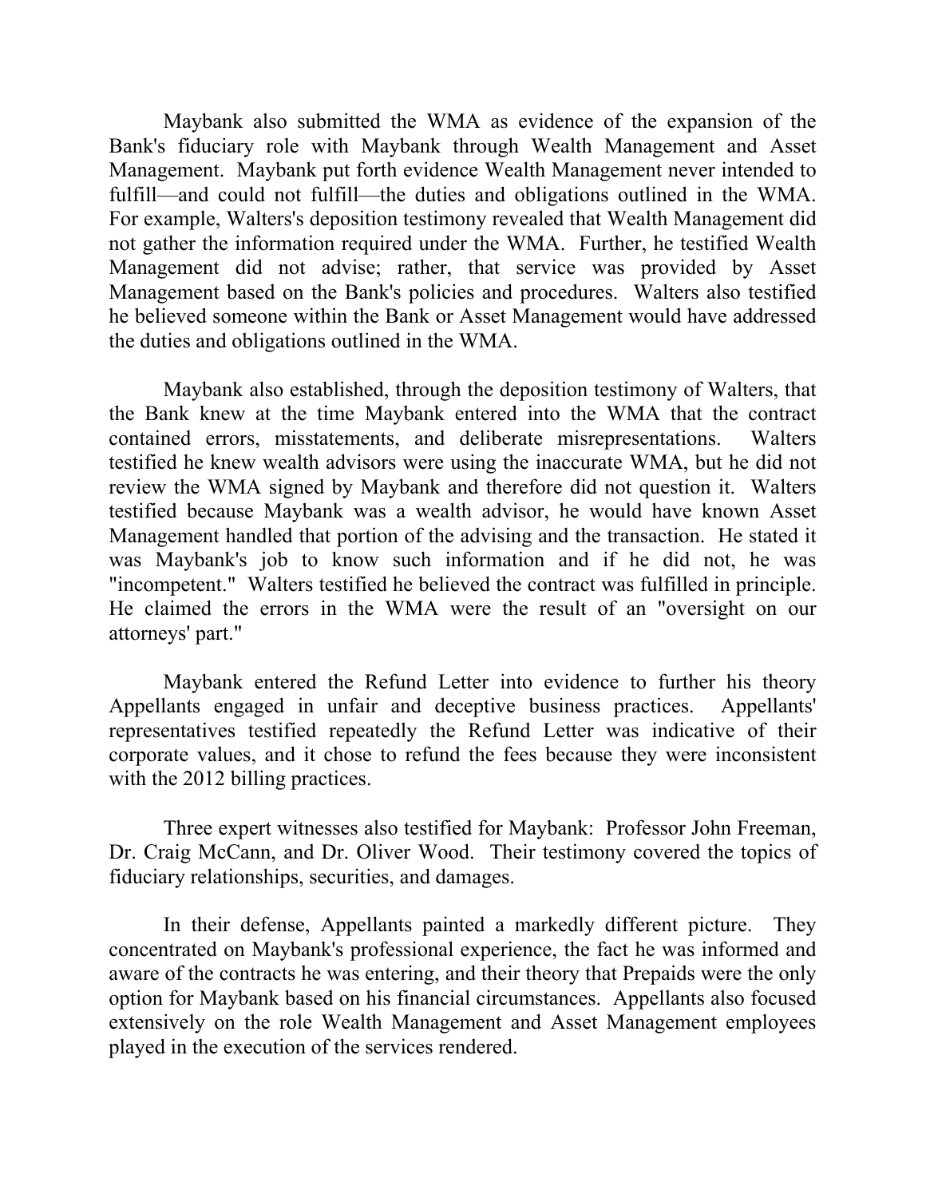Maybank also submitted the WMA as evidence of the expansion of the Bank's fiduciary role with Maybank through Wealth Management and Asset Management. Maybank put forth evidence Wealth Management never intended to fulfill—and could not fulfill—the duties and obligations outlined in the WMA. For example, Walters's deposition testimony revealed that Wealth Management did not gather the information required under the WMA. Further, he testified Wealth Management did not advise; rather, that service was provided by Asset Management based on the Bank's policies and procedures. Walters also testified he believed someone within the Bank or Asset Management would have addressed the duties and obligations outlined in the WMA.

Maybank also established, through the deposition testimony of Walters, that the Bank knew at the time Maybank entered into the WMA that the contract contained errors, misstatements, and deliberate misrepresentations. Walters testified he knew wealth advisors were using the inaccurate WMA, but he did not review the WMA signed by Maybank and therefore did not question it. Walters testified because Maybank was a wealth advisor, he would have known Asset Management handled that portion of the advising and the transaction. He stated it was Maybank's job to know such information and if he did not, he was "incompetent." Walters testified he believed the contract was fulfilled in principle. He claimed the errors in the WMA were the result of an "oversight on our attorneys' part."

Maybank entered the Refund Letter into evidence to further his theory Appellants engaged in unfair and deceptive business practices. Appellants' representatives testified repeatedly the Refund Letter was indicative of their corporate values, and it chose to refund the fees because they were inconsistent with the 2012 billing practices.

Three expert witnesses also testified for Maybank: Professor John Freeman, Dr. Craig McCann, and Dr. Oliver Wood. Their testimony covered the topics of fiduciary relationships, securities, and damages.

In their defense, Appellants painted a markedly different picture. They concentrated on Maybank's professional experience, the fact he was informed and aware of the contracts he was entering, and their theory that Prepaids were the only option for Maybank based on his financial circumstances. Appellants also focused extensively on the role Wealth Management and Asset Management employees played in the execution of the services rendered.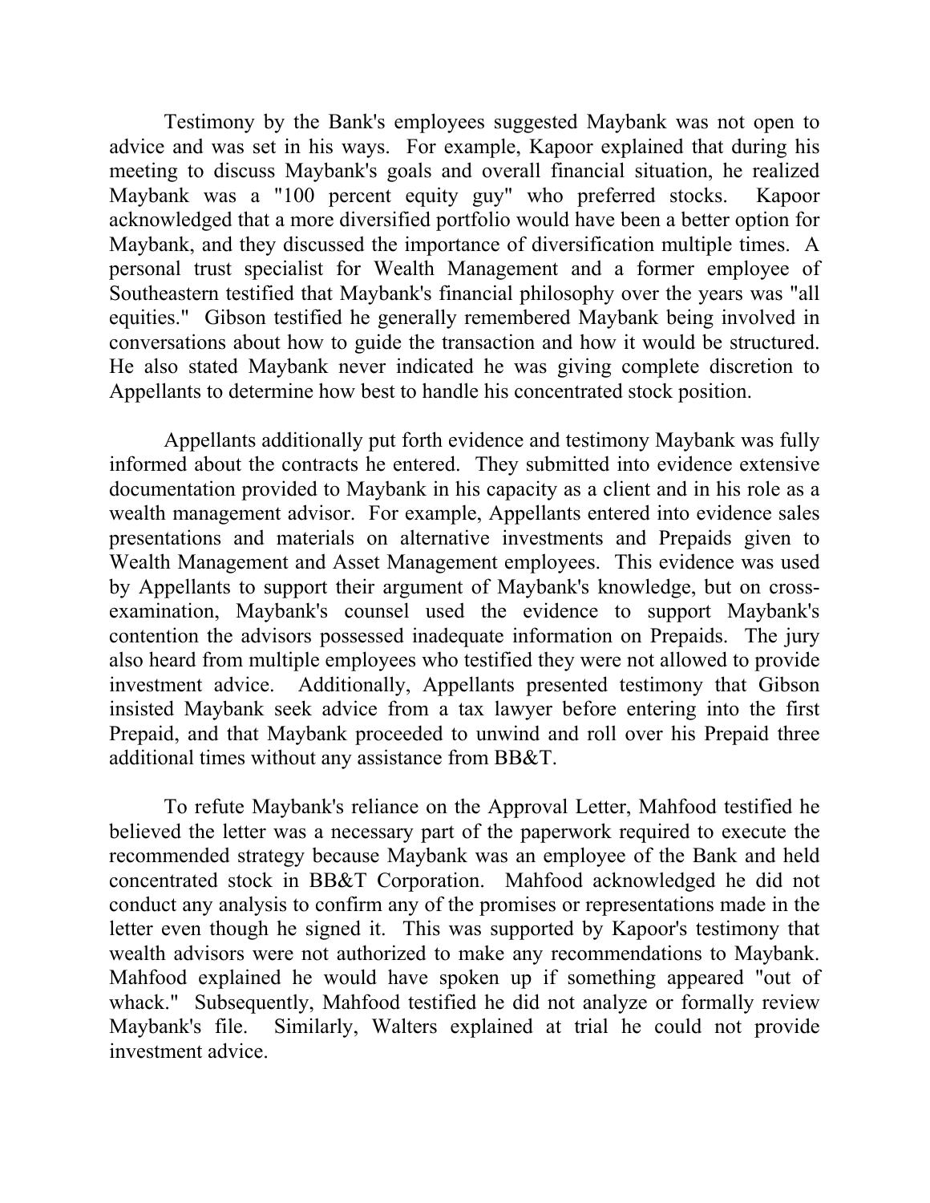Testimony by the Bank's employees suggested Maybank was not open to advice and was set in his ways. For example, Kapoor explained that during his meeting to discuss Maybank's goals and overall financial situation, he realized Maybank was a "100 percent equity guy" who preferred stocks. Kapoor acknowledged that a more diversified portfolio would have been a better option for Maybank, and they discussed the importance of diversification multiple times. A personal trust specialist for Wealth Management and a former employee of Southeastern testified that Maybank's financial philosophy over the years was "all equities." Gibson testified he generally remembered Maybank being involved in conversations about how to guide the transaction and how it would be structured. He also stated Maybank never indicated he was giving complete discretion to Appellants to determine how best to handle his concentrated stock position.

Appellants additionally put forth evidence and testimony Maybank was fully informed about the contracts he entered. They submitted into evidence extensive documentation provided to Maybank in his capacity as a client and in his role as a wealth management advisor. For example, Appellants entered into evidence sales presentations and materials on alternative investments and Prepaids given to Wealth Management and Asset Management employees. This evidence was used by Appellants to support their argument of Maybank's knowledge, but on cross-examination, Maybank's counsel used the evidence to support Maybank's contention the advisors possessed inadequate information on Prepaids. The jury also heard from multiple employees who testified they were not allowed to provide investment advice. Additionally, Appellants presented testimony that Gibson insisted Maybank seek advice from a tax lawyer before entering into the first Prepaid, and that Maybank proceeded to unwind and roll over his Prepaid three additional times without any assistance from BB&T.

To refute Maybank's reliance on the Approval Letter, Mahfood testified he believed the letter was a necessary part of the paperwork required to execute the recommended strategy because Maybank was an employee of the Bank and held concentrated stock in BB&T Corporation. Mahfood acknowledged he did not conduct any analysis to confirm any of the promises or representations made in the letter even though he signed it. This was supported by Kapoor's testimony that wealth advisors were not authorized to make any recommendations to Maybank. Mahfood explained he would have spoken up if something appeared "out of whack." Subsequently, Mahfood testified he did not analyze or formally review Maybank's file. Similarly, Walters explained at trial he could not provide investment advice.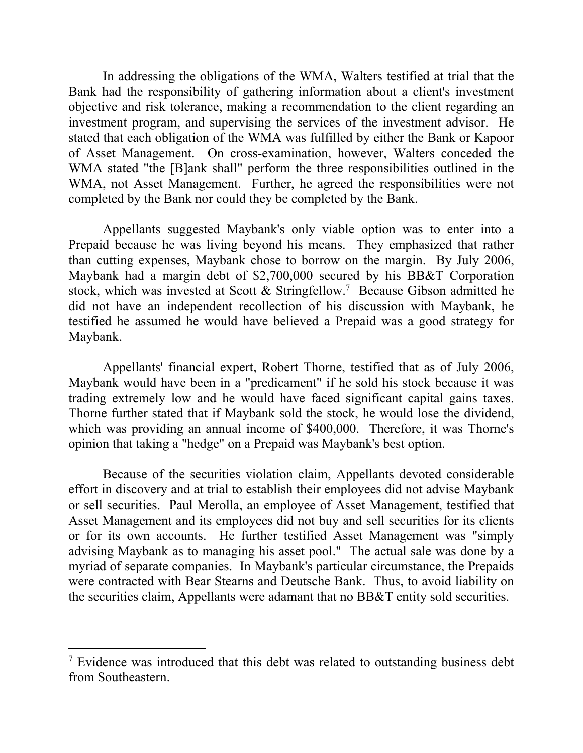In addressing the obligations of the WMA, Walters testified at trial that the Bank had the responsibility of gathering information about a client's investment objective and risk tolerance, making a recommendation to the client regarding an investment program, and supervising the services of the investment advisor. He stated that each obligation of the WMA was fulfilled by either the Bank or Kapoor of Asset Management. On cross-examination, however, Walters conceded the WMA stated "the [B]ank shall" perform the three responsibilities outlined in the WMA, not Asset Management. Further, he agreed the responsibilities were not completed by the Bank nor could they be completed by the Bank.

Appellants suggested Maybank's only viable option was to enter into a Prepaid because he was living beyond his means. They emphasized that rather than cutting expenses, Maybank chose to borrow on the margin. By July 2006, Maybank had a margin debt of $2,700,000 secured by his BB&T Corporation stock, which was invested at Scott & Stringfellow.[7] Because Gibson admitted he did not have an independent recollection of his discussion with Maybank, he testified he assumed he would have believed a Prepaid was a good strategy for Maybank.

Appellants' financial expert, Robert Thorne, testified that as of July 2006, Maybank would have been in a "predicament" if he sold his stock because it was trading extremely low and he would have faced significant capital gains taxes. Thorne further stated that if Maybank sold the stock, he would lose the dividend, which was providing an annual income of $400,000. Therefore, it was Thorne's opinion that taking a "hedge" on a Prepaid was Maybank's best option.

Because of the securities violation claim, Appellants devoted considerable effort in discovery and at trial to establish their employees did not advise Maybank or sell securities. Paul Merolla, an employee of Asset Management, testified that Asset Management and its employees did not buy and sell securities for its clients or for its own accounts. He further testified Asset Management was "simply advising Maybank as to managing his asset pool." The actual sale was done by a myriad of separate companies. In Maybank's particular circumstance, the Prepaids were contracted with Bear Stearns and Deutsche Bank. Thus, to avoid liability on the securities claim, Appellants were adamant that no BB&T entity sold securities.

---

[7] Evidence was introduced that this debt was related to outstanding business debt from Southeastern.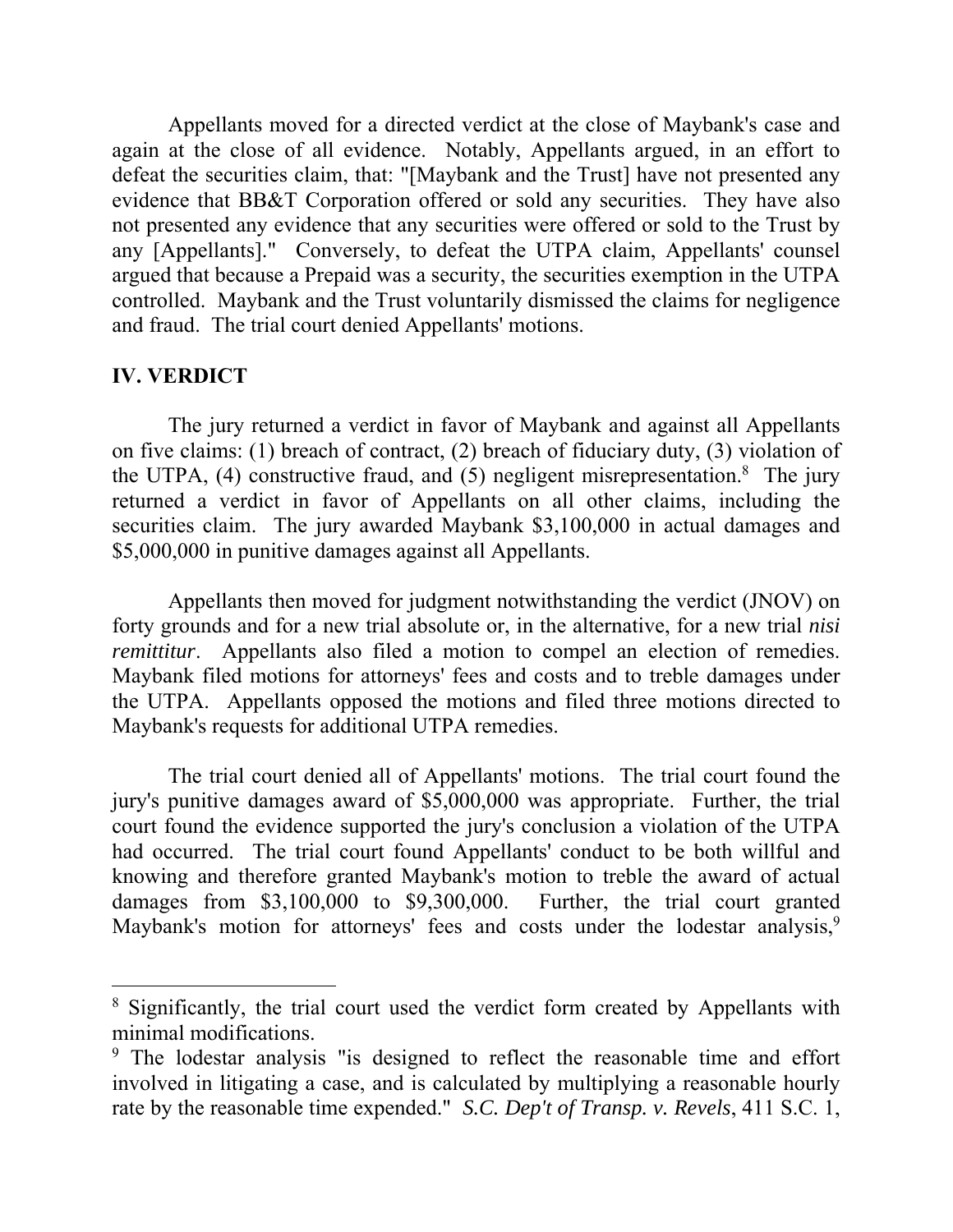Appellants moved for a directed verdict at the close of Maybank's case and again at the close of all evidence. Notably, Appellants argued, in an effort to defeat the securities claim, that: "[Maybank and the Trust] have not presented any evidence that BB&T Corporation offered or sold any securities. They have also not presented any evidence that any securities were offered or sold to the Trust by any [Appellants]." Conversely, to defeat the UTPA claim, Appellants' counsel argued that because a Prepaid was a security, the securities exemption in the UTPA controlled. Maybank and the Trust voluntarily dismissed the claims for negligence and fraud. The trial court denied Appellants' motions.

## IV. VERDICT

The jury returned a verdict in favor of Maybank and against all Appellants on five claims: (1) breach of contract, (2) breach of fiduciary duty, (3) violation of the UTPA, (4) constructive fraud, and (5) negligent misrepresentation.[8] The jury returned a verdict in favor of Appellants on all other claims, including the securities claim. The jury awarded Maybank $3,100,000 in actual damages and $5,000,000 in punitive damages against all Appellants.

Appellants then moved for judgment notwithstanding the verdict (JNOV) on forty grounds and for a new trial absolute or, in the alternative, for a new trial *nisi remittitur*. Appellants also filed a motion to compel an election of remedies. Maybank filed motions for attorneys' fees and costs and to treble damages under the UTPA. Appellants opposed the motions and filed three motions directed to Maybank's requests for additional UTPA remedies.

The trial court denied all of Appellants' motions. The trial court found the jury's punitive damages award of $5,000,000 was appropriate. Further, the trial court found the evidence supported the jury's conclusion a violation of the UTPA had occurred. The trial court found Appellants' conduct to be both willful and knowing and therefore granted Maybank's motion to treble the award of actual damages from $3,100,000 to $9,300,000. Further, the trial court granted Maybank's motion for attorneys' fees and costs under the lodestar analysis,[9]

[8] Significantly, the trial court used the verdict form created by Appellants with minimal modifications.

[9] The lodestar analysis "is designed to reflect the reasonable time and effort involved in litigating a case, and is calculated by multiplying a reasonable hourly rate by the reasonable time expended." *S.C. Dep't of Transp. v. Revels*, 411 S.C. 1,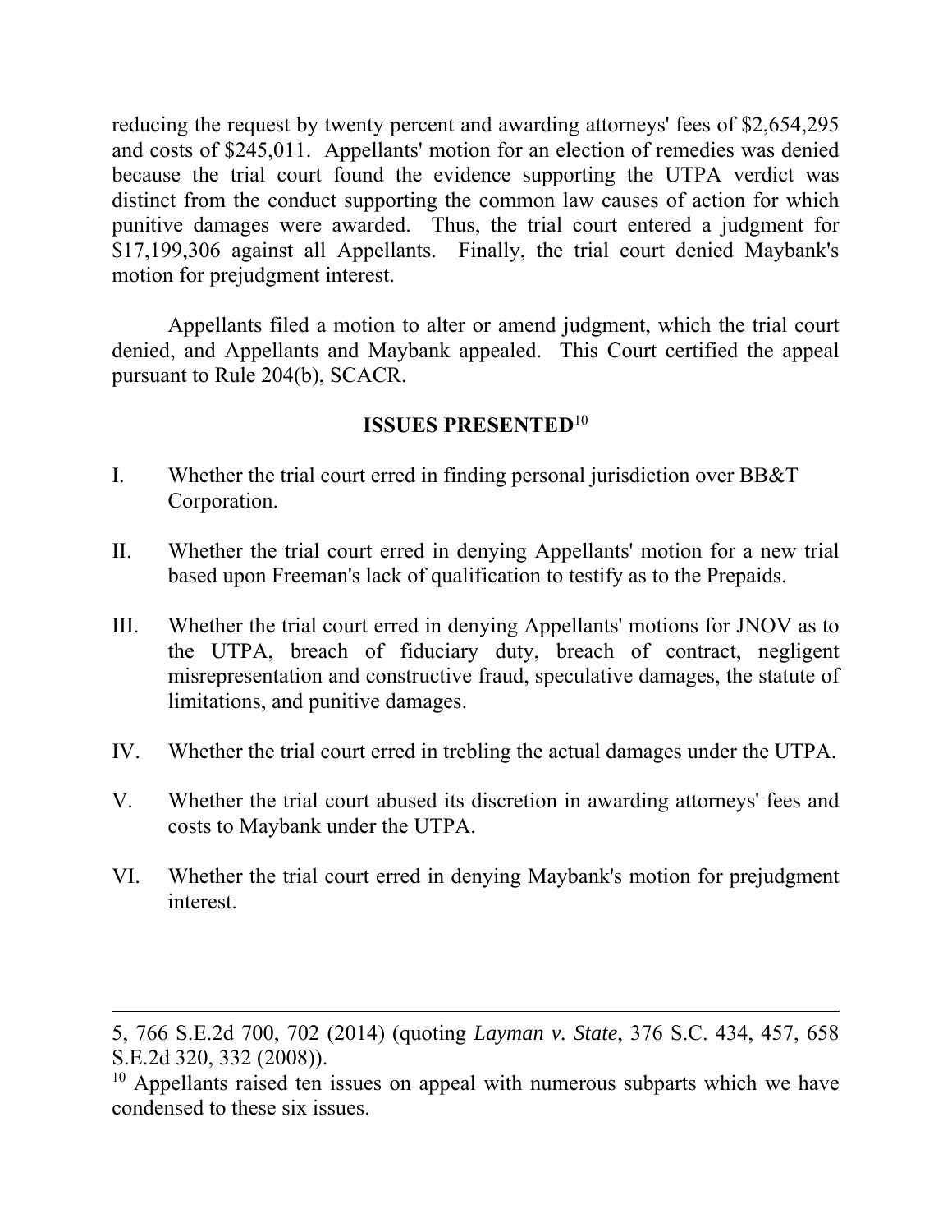reducing the request by twenty percent and awarding attorneys' fees of $2,654,295 and costs of $245,011. Appellants' motion for an election of remedies was denied because the trial court found the evidence supporting the UTPA verdict was distinct from the conduct supporting the common law causes of action for which punitive damages were awarded. Thus, the trial court entered a judgment for $17,199,306 against all Appellants. Finally, the trial court denied Maybank's motion for prejudgment interest.

Appellants filed a motion to alter or amend judgment, which the trial court denied, and Appellants and Maybank appealed. This Court certified the appeal pursuant to Rule 204(b), SCACR.

## ISSUES PRESENTED[10]

I. Whether the trial court erred in finding personal jurisdiction over BB&T Corporation.

II. Whether the trial court erred in denying Appellants' motion for a new trial based upon Freeman's lack of qualification to testify as to the Prepaids.

III. Whether the trial court erred in denying Appellants' motions for JNOV as to the UTPA, breach of fiduciary duty, breach of contract, negligent misrepresentation and constructive fraud, speculative damages, the statute of limitations, and punitive damages.

IV. Whether the trial court erred in trebling the actual damages under the UTPA.

V. Whether the trial court abused its discretion in awarding attorneys' fees and costs to Maybank under the UTPA.

VI. Whether the trial court erred in denying Maybank's motion for prejudgment interest.

---

5, 766 S.E.2d 700, 702 (2014) (quoting *Layman v. State*, 376 S.C. 434, 457, 658 S.E.2d 320, 332 (2008)).

[10] Appellants raised ten issues on appeal with numerous subparts which we have condensed to these six issues.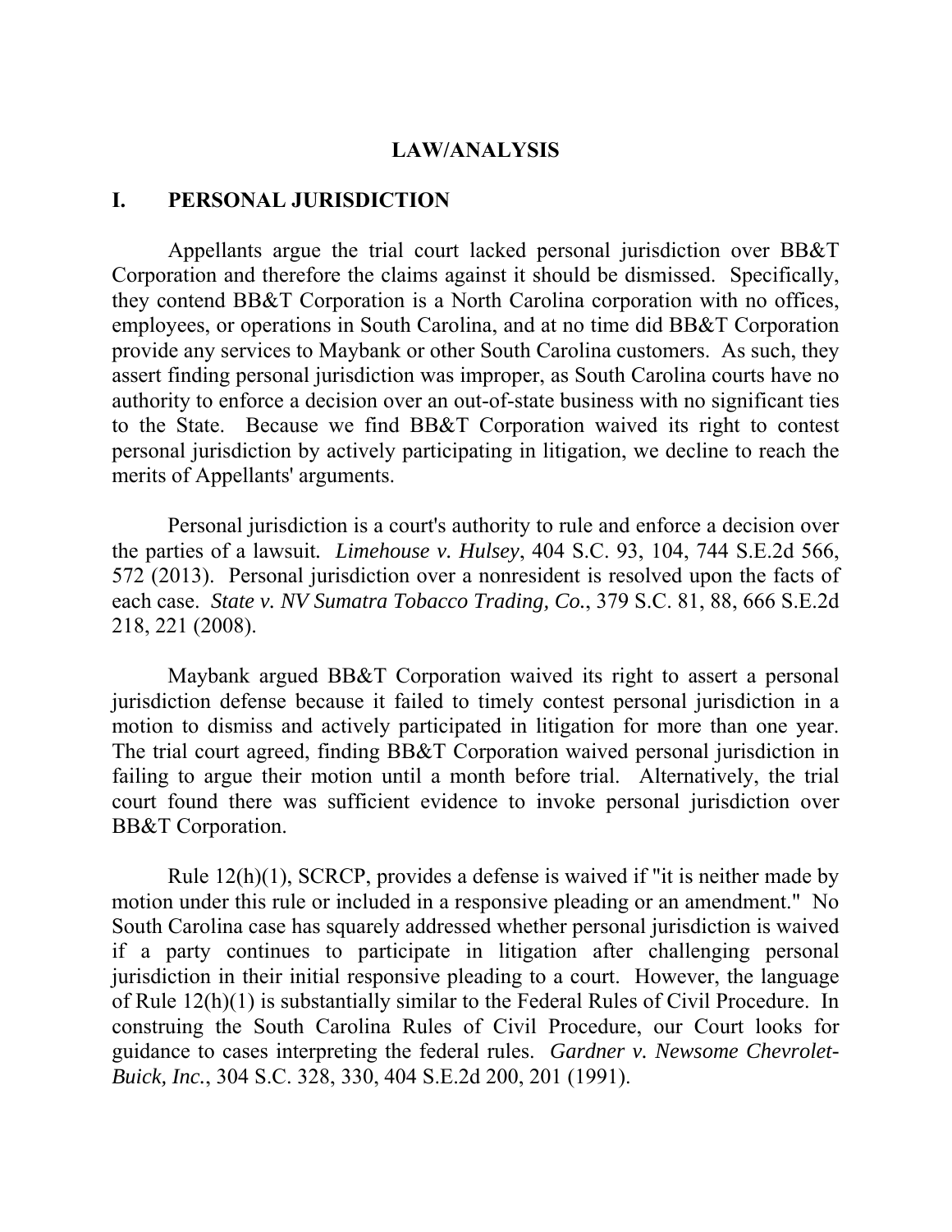## LAW/ANALYSIS

## I. PERSONAL JURISDICTION

Appellants argue the trial court lacked personal jurisdiction over BB&T Corporation and therefore the claims against it should be dismissed. Specifically, they contend BB&T Corporation is a North Carolina corporation with no offices, employees, or operations in South Carolina, and at no time did BB&T Corporation provide any services to Maybank or other South Carolina customers. As such, they assert finding personal jurisdiction was improper, as South Carolina courts have no authority to enforce a decision over an out-of-state business with no significant ties to the State. Because we find BB&T Corporation waived its right to contest personal jurisdiction by actively participating in litigation, we decline to reach the merits of Appellants' arguments.

Personal jurisdiction is a court's authority to rule and enforce a decision over the parties of a lawsuit. *Limehouse v. Hulsey*, 404 S.C. 93, 104, 744 S.E.2d 566, 572 (2013). Personal jurisdiction over a nonresident is resolved upon the facts of each case. *State v. NV Sumatra Tobacco Trading, Co.*, 379 S.C. 81, 88, 666 S.E.2d 218, 221 (2008).

Maybank argued BB&T Corporation waived its right to assert a personal jurisdiction defense because it failed to timely contest personal jurisdiction in a motion to dismiss and actively participated in litigation for more than one year. The trial court agreed, finding BB&T Corporation waived personal jurisdiction in failing to argue their motion until a month before trial. Alternatively, the trial court found there was sufficient evidence to invoke personal jurisdiction over BB&T Corporation.

Rule 12(h)(1), SCRCP, provides a defense is waived if "it is neither made by motion under this rule or included in a responsive pleading or an amendment." No South Carolina case has squarely addressed whether personal jurisdiction is waived if a party continues to participate in litigation after challenging personal jurisdiction in their initial responsive pleading to a court. However, the language of Rule 12(h)(1) is substantially similar to the Federal Rules of Civil Procedure. In construing the South Carolina Rules of Civil Procedure, our Court looks for guidance to cases interpreting the federal rules. *Gardner v. Newsome Chevrolet-Buick, Inc.*, 304 S.C. 328, 330, 404 S.E.2d 200, 201 (1991).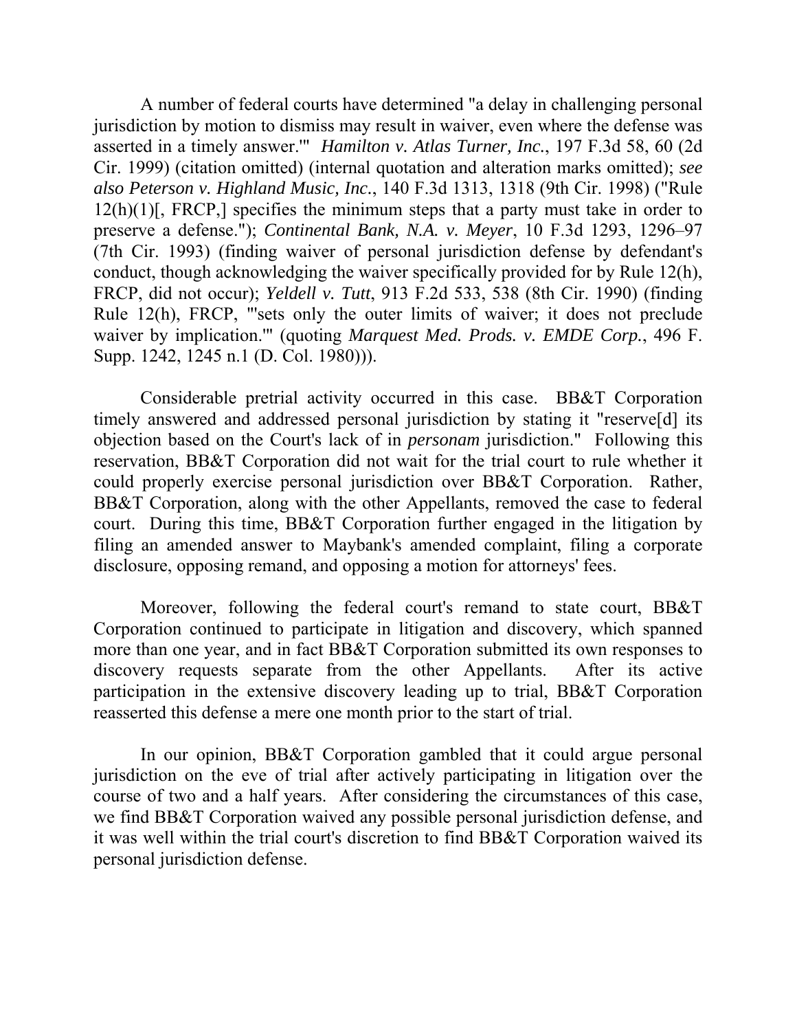A number of federal courts have determined "a delay in challenging personal jurisdiction by motion to dismiss may result in waiver, even where the defense was asserted in a timely answer.'" *Hamilton v. Atlas Turner, Inc.*, 197 F.3d 58, 60 (2d Cir. 1999) (citation omitted) (internal quotation and alteration marks omitted); *see also Peterson v. Highland Music, Inc.*, 140 F.3d 1313, 1318 (9th Cir. 1998) ("Rule 12(h)(1)[, FRCP,] specifies the minimum steps that a party must take in order to preserve a defense."); *Continental Bank, N.A. v. Meyer*, 10 F.3d 1293, 1296–97 (7th Cir. 1993) (finding waiver of personal jurisdiction defense by defendant's conduct, though acknowledging the waiver specifically provided for by Rule 12(h), FRCP, did not occur); *Yeldell v. Tutt*, 913 F.2d 533, 538 (8th Cir. 1990) (finding Rule 12(h), FRCP, "'sets only the outer limits of waiver; it does not preclude waiver by implication.'" (quoting *Marquest Med. Prods. v. EMDE Corp.*, 496 F. Supp. 1242, 1245 n.1 (D. Col. 1980))).

Considerable pretrial activity occurred in this case. BB&T Corporation timely answered and addressed personal jurisdiction by stating it "reserve[d] its objection based on the Court's lack of in *personam* jurisdiction." Following this reservation, BB&T Corporation did not wait for the trial court to rule whether it could properly exercise personal jurisdiction over BB&T Corporation. Rather, BB&T Corporation, along with the other Appellants, removed the case to federal court. During this time, BB&T Corporation further engaged in the litigation by filing an amended answer to Maybank's amended complaint, filing a corporate disclosure, opposing remand, and opposing a motion for attorneys' fees.

Moreover, following the federal court's remand to state court, BB&T Corporation continued to participate in litigation and discovery, which spanned more than one year, and in fact BB&T Corporation submitted its own responses to discovery requests separate from the other Appellants. After its active participation in the extensive discovery leading up to trial, BB&T Corporation reasserted this defense a mere one month prior to the start of trial.

In our opinion, BB&T Corporation gambled that it could argue personal jurisdiction on the eve of trial after actively participating in litigation over the course of two and a half years. After considering the circumstances of this case, we find BB&T Corporation waived any possible personal jurisdiction defense, and it was well within the trial court's discretion to find BB&T Corporation waived its personal jurisdiction defense.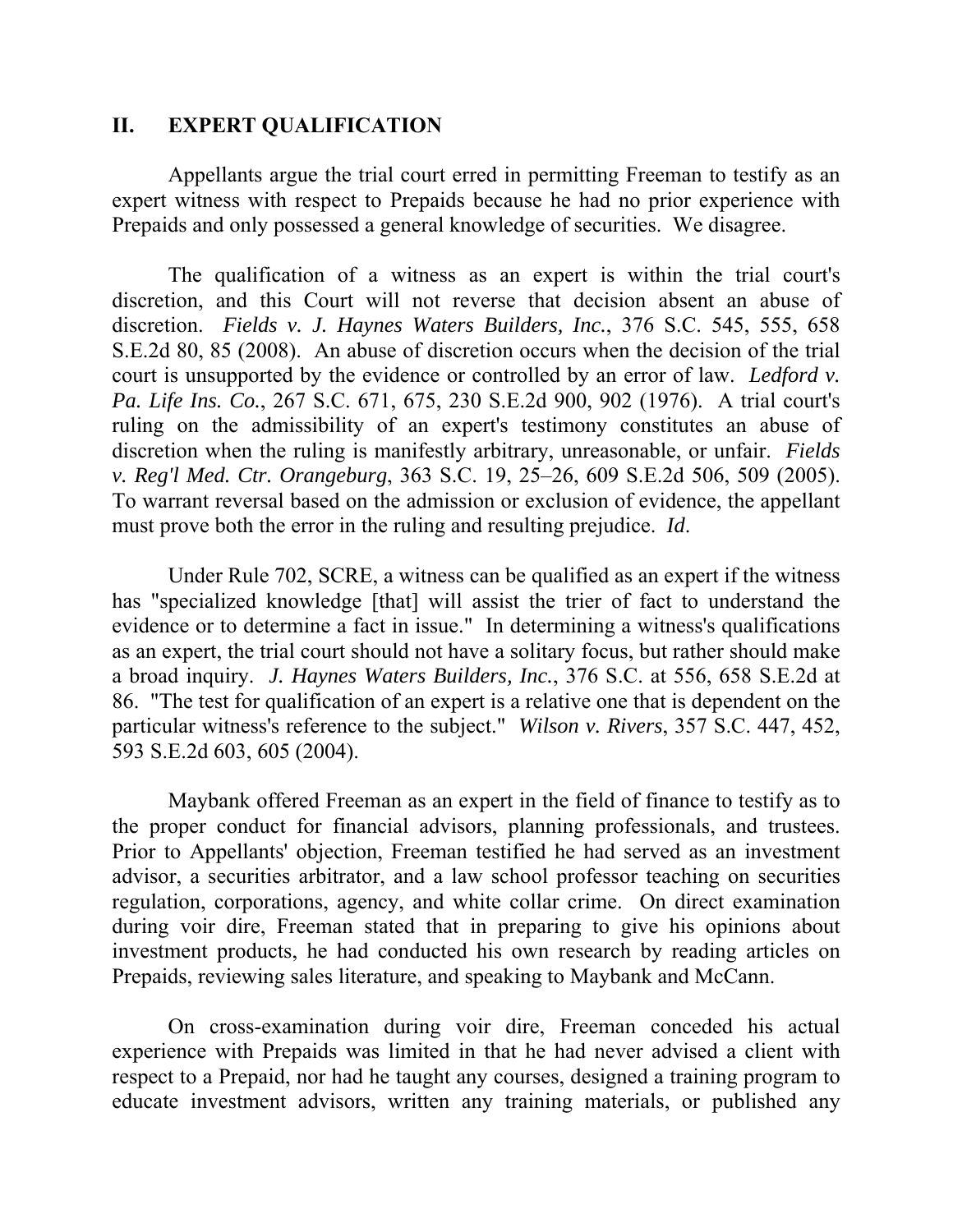## II. EXPERT QUALIFICATION

Appellants argue the trial court erred in permitting Freeman to testify as an expert witness with respect to Prepaids because he had no prior experience with Prepaids and only possessed a general knowledge of securities. We disagree.

The qualification of a witness as an expert is within the trial court's discretion, and this Court will not reverse that decision absent an abuse of discretion. *Fields v. J. Haynes Waters Builders, Inc.*, 376 S.C. 545, 555, 658 S.E.2d 80, 85 (2008). An abuse of discretion occurs when the decision of the trial court is unsupported by the evidence or controlled by an error of law. *Ledford v. Pa. Life Ins. Co.*, 267 S.C. 671, 675, 230 S.E.2d 900, 902 (1976). A trial court's ruling on the admissibility of an expert's testimony constitutes an abuse of discretion when the ruling is manifestly arbitrary, unreasonable, or unfair. *Fields v. Reg'l Med. Ctr. Orangeburg*, 363 S.C. 19, 25–26, 609 S.E.2d 506, 509 (2005). To warrant reversal based on the admission or exclusion of evidence, the appellant must prove both the error in the ruling and resulting prejudice. *Id*.

Under Rule 702, SCRE, a witness can be qualified as an expert if the witness has "specialized knowledge [that] will assist the trier of fact to understand the evidence or to determine a fact in issue." In determining a witness's qualifications as an expert, the trial court should not have a solitary focus, but rather should make a broad inquiry. *J. Haynes Waters Builders, Inc.*, 376 S.C. at 556, 658 S.E.2d at 86. "The test for qualification of an expert is a relative one that is dependent on the particular witness's reference to the subject." *Wilson v. Rivers*, 357 S.C. 447, 452, 593 S.E.2d 603, 605 (2004).

Maybank offered Freeman as an expert in the field of finance to testify as to the proper conduct for financial advisors, planning professionals, and trustees. Prior to Appellants' objection, Freeman testified he had served as an investment advisor, a securities arbitrator, and a law school professor teaching on securities regulation, corporations, agency, and white collar crime. On direct examination during voir dire, Freeman stated that in preparing to give his opinions about investment products, he had conducted his own research by reading articles on Prepaids, reviewing sales literature, and speaking to Maybank and McCann.

On cross-examination during voir dire, Freeman conceded his actual experience with Prepaids was limited in that he had never advised a client with respect to a Prepaid, nor had he taught any courses, designed a training program to educate investment advisors, written any training materials, or published any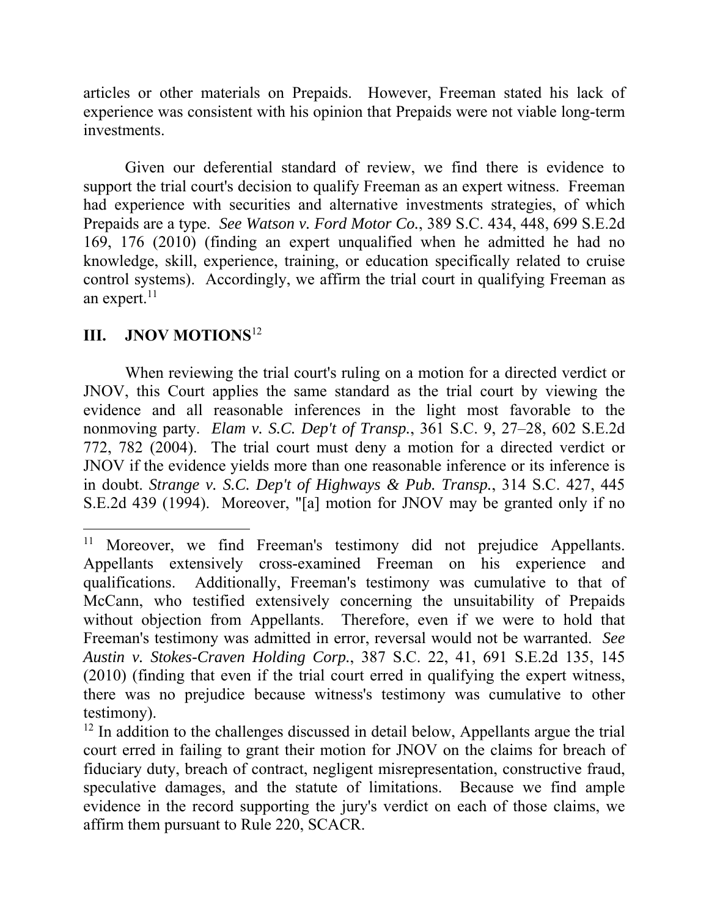articles or other materials on Prepaids. However, Freeman stated his lack of experience was consistent with his opinion that Prepaids were not viable long-term investments.

Given our deferential standard of review, we find there is evidence to support the trial court's decision to qualify Freeman as an expert witness. Freeman had experience with securities and alternative investments strategies, of which Prepaids are a type. *See Watson v. Ford Motor Co.*, 389 S.C. 434, 448, 699 S.E.2d 169, 176 (2010) (finding an expert unqualified when he admitted he had no knowledge, skill, experience, training, or education specifically related to cruise control systems). Accordingly, we affirm the trial court in qualifying Freeman as an expert.[11]

## III. JNOV MOTIONS[12]

When reviewing the trial court's ruling on a motion for a directed verdict or JNOV, this Court applies the same standard as the trial court by viewing the evidence and all reasonable inferences in the light most favorable to the nonmoving party. *Elam v. S.C. Dep't of Transp.*, 361 S.C. 9, 27–28, 602 S.E.2d 772, 782 (2004). The trial court must deny a motion for a directed verdict or JNOV if the evidence yields more than one reasonable inference or its inference is in doubt. *Strange v. S.C. Dep't of Highways & Pub. Transp.*, 314 S.C. 427, 445 S.E.2d 439 (1994). Moreover, "[a] motion for JNOV may be granted only if no

---

[11] Moreover, we find Freeman's testimony did not prejudice Appellants. Appellants extensively cross-examined Freeman on his experience and qualifications. Additionally, Freeman's testimony was cumulative to that of McCann, who testified extensively concerning the unsuitability of Prepaids without objection from Appellants. Therefore, even if we were to hold that Freeman's testimony was admitted in error, reversal would not be warranted. *See Austin v. Stokes-Craven Holding Corp.*, 387 S.C. 22, 41, 691 S.E.2d 135, 145 (2010) (finding that even if the trial court erred in qualifying the expert witness, there was no prejudice because witness's testimony was cumulative to other testimony).

[12] In addition to the challenges discussed in detail below, Appellants argue the trial court erred in failing to grant their motion for JNOV on the claims for breach of fiduciary duty, breach of contract, negligent misrepresentation, constructive fraud, speculative damages, and the statute of limitations. Because we find ample evidence in the record supporting the jury's verdict on each of those claims, we affirm them pursuant to Rule 220, SCACR.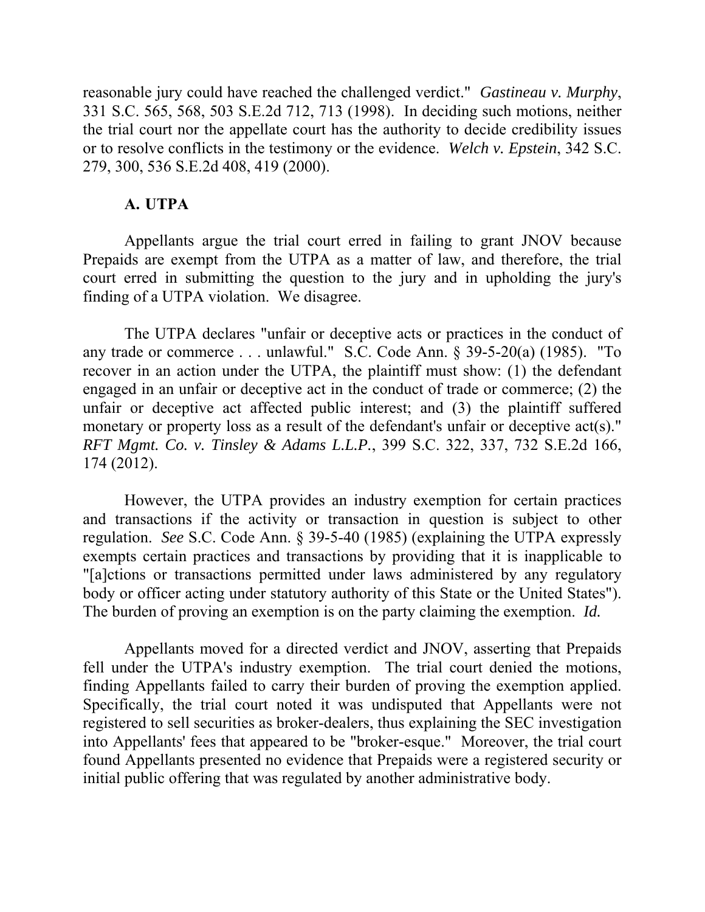reasonable jury could have reached the challenged verdict." *Gastineau v. Murphy*, 331 S.C. 565, 568, 503 S.E.2d 712, 713 (1998). In deciding such motions, neither the trial court nor the appellate court has the authority to decide credibility issues or to resolve conflicts in the testimony or the evidence. *Welch v. Epstein*, 342 S.C. 279, 300, 536 S.E.2d 408, 419 (2000).

### A. UTPA

Appellants argue the trial court erred in failing to grant JNOV because Prepaids are exempt from the UTPA as a matter of law, and therefore, the trial court erred in submitting the question to the jury and in upholding the jury's finding of a UTPA violation. We disagree.

The UTPA declares "unfair or deceptive acts or practices in the conduct of any trade or commerce . . . unlawful." S.C. Code Ann. § 39-5-20(a) (1985). "To recover in an action under the UTPA, the plaintiff must show: (1) the defendant engaged in an unfair or deceptive act in the conduct of trade or commerce; (2) the unfair or deceptive act affected public interest; and (3) the plaintiff suffered monetary or property loss as a result of the defendant's unfair or deceptive act(s)." *RFT Mgmt. Co. v. Tinsley & Adams L.L.P.*, 399 S.C. 322, 337, 732 S.E.2d 166, 174 (2012).

However, the UTPA provides an industry exemption for certain practices and transactions if the activity or transaction in question is subject to other regulation. *See* S.C. Code Ann. § 39-5-40 (1985) (explaining the UTPA expressly exempts certain practices and transactions by providing that it is inapplicable to "[a]ctions or transactions permitted under laws administered by any regulatory body or officer acting under statutory authority of this State or the United States"). The burden of proving an exemption is on the party claiming the exemption. *Id.*

Appellants moved for a directed verdict and JNOV, asserting that Prepaids fell under the UTPA's industry exemption. The trial court denied the motions, finding Appellants failed to carry their burden of proving the exemption applied. Specifically, the trial court noted it was undisputed that Appellants were not registered to sell securities as broker-dealers, thus explaining the SEC investigation into Appellants' fees that appeared to be "broker-esque." Moreover, the trial court found Appellants presented no evidence that Prepaids were a registered security or initial public offering that was regulated by another administrative body.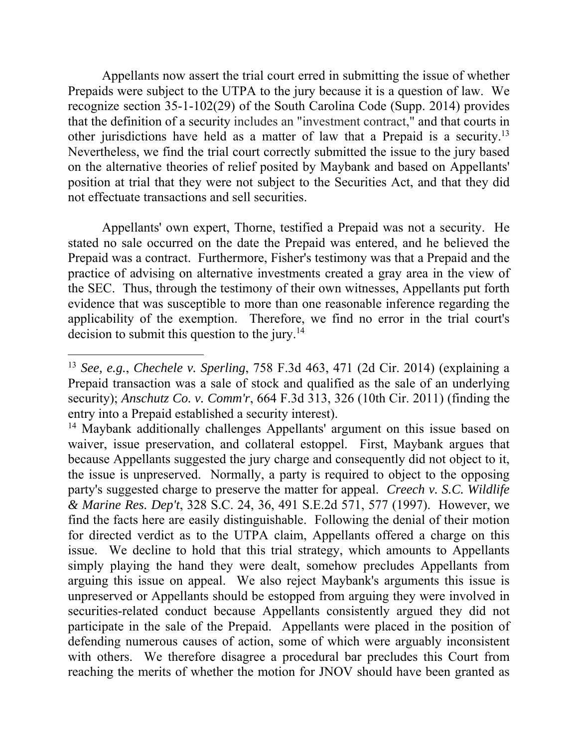Appellants now assert the trial court erred in submitting the issue of whether Prepaids were subject to the UTPA to the jury because it is a question of law. We recognize section 35-1-102(29) of the South Carolina Code (Supp. 2014) provides that the definition of a security includes an "investment contract," and that courts in other jurisdictions have held as a matter of law that a Prepaid is a security.[13] Nevertheless, we find the trial court correctly submitted the issue to the jury based on the alternative theories of relief posited by Maybank and based on Appellants' position at trial that they were not subject to the Securities Act, and that they did not effectuate transactions and sell securities.

Appellants' own expert, Thorne, testified a Prepaid was not a security. He stated no sale occurred on the date the Prepaid was entered, and he believed the Prepaid was a contract. Furthermore, Fisher's testimony was that a Prepaid and the practice of advising on alternative investments created a gray area in the view of the SEC. Thus, through the testimony of their own witnesses, Appellants put forth evidence that was susceptible to more than one reasonable inference regarding the applicability of the exemption. Therefore, we find no error in the trial court's decision to submit this question to the jury.[14]

---

[13] *See, e.g.*, *Chechele v. Sperling*, 758 F.3d 463, 471 (2d Cir. 2014) (explaining a Prepaid transaction was a sale of stock and qualified as the sale of an underlying security); *Anschutz Co. v. Comm'r*, 664 F.3d 313, 326 (10th Cir. 2011) (finding the entry into a Prepaid established a security interest).

[14] Maybank additionally challenges Appellants' argument on this issue based on waiver, issue preservation, and collateral estoppel. First, Maybank argues that because Appellants suggested the jury charge and consequently did not object to it, the issue is unpreserved. Normally, a party is required to object to the opposing party's suggested charge to preserve the matter for appeal. *Creech v. S.C. Wildlife & Marine Res. Dep't*, 328 S.C. 24, 36, 491 S.E.2d 571, 577 (1997). However, we find the facts here are easily distinguishable. Following the denial of their motion for directed verdict as to the UTPA claim, Appellants offered a charge on this issue. We decline to hold that this trial strategy, which amounts to Appellants simply playing the hand they were dealt, somehow precludes Appellants from arguing this issue on appeal. We also reject Maybank's arguments this issue is unpreserved or Appellants should be estopped from arguing they were involved in securities-related conduct because Appellants consistently argued they did not participate in the sale of the Prepaid. Appellants were placed in the position of defending numerous causes of action, some of which were arguably inconsistent with others. We therefore disagree a procedural bar precludes this Court from reaching the merits of whether the motion for JNOV should have been granted as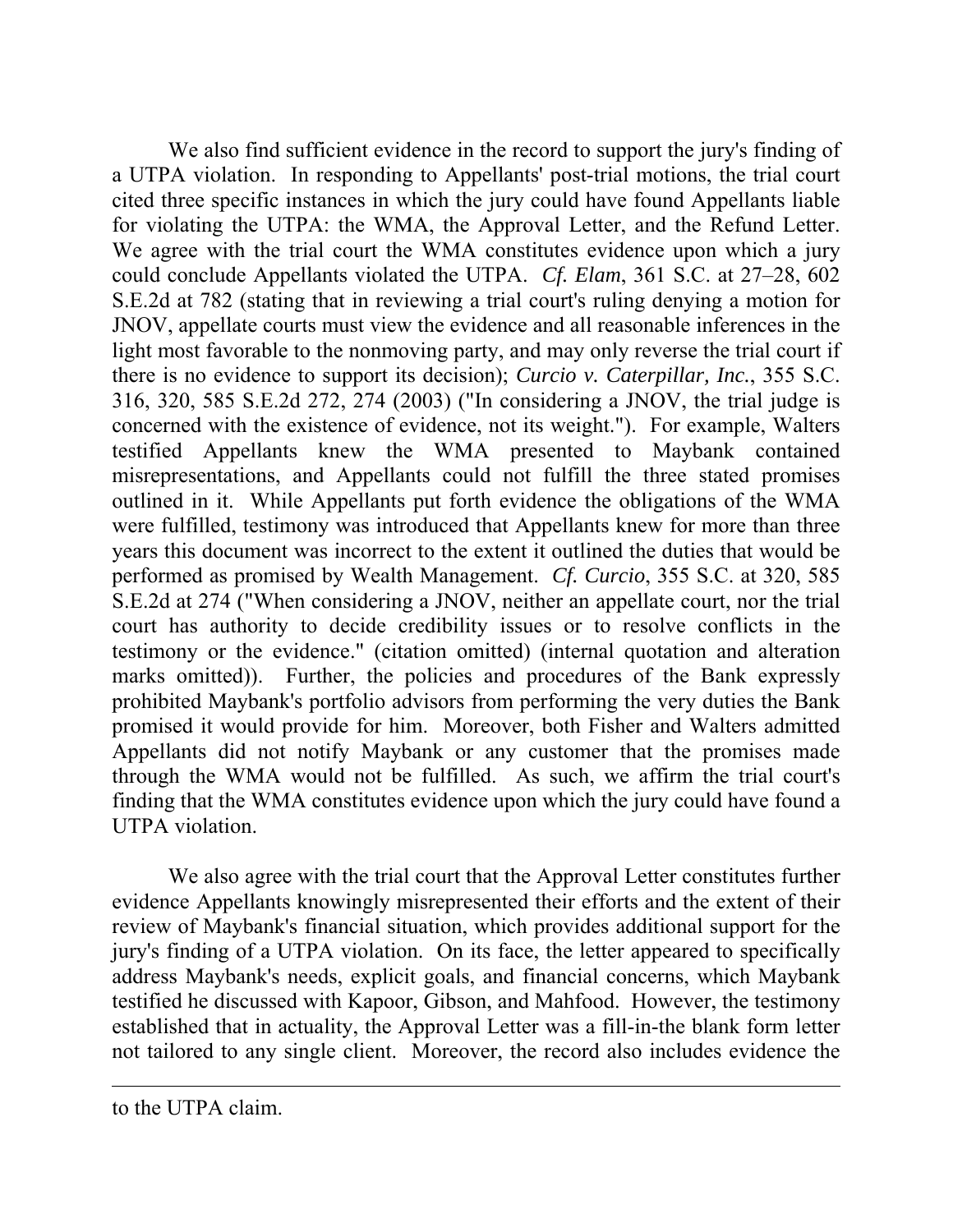We also find sufficient evidence in the record to support the jury's finding of a UTPA violation. In responding to Appellants' post-trial motions, the trial court cited three specific instances in which the jury could have found Appellants liable for violating the UTPA: the WMA, the Approval Letter, and the Refund Letter. We agree with the trial court the WMA constitutes evidence upon which a jury could conclude Appellants violated the UTPA. *Cf. Elam*, 361 S.C. at 27–28, 602 S.E.2d at 782 (stating that in reviewing a trial court's ruling denying a motion for JNOV, appellate courts must view the evidence and all reasonable inferences in the light most favorable to the nonmoving party, and may only reverse the trial court if there is no evidence to support its decision); *Curcio v. Caterpillar, Inc.*, 355 S.C. 316, 320, 585 S.E.2d 272, 274 (2003) ("In considering a JNOV, the trial judge is concerned with the existence of evidence, not its weight."). For example, Walters testified Appellants knew the WMA presented to Maybank contained misrepresentations, and Appellants could not fulfill the three stated promises outlined in it. While Appellants put forth evidence the obligations of the WMA were fulfilled, testimony was introduced that Appellants knew for more than three years this document was incorrect to the extent it outlined the duties that would be performed as promised by Wealth Management. *Cf. Curcio*, 355 S.C. at 320, 585 S.E.2d at 274 ("When considering a JNOV, neither an appellate court, nor the trial court has authority to decide credibility issues or to resolve conflicts in the testimony or the evidence." (citation omitted) (internal quotation and alteration marks omitted)). Further, the policies and procedures of the Bank expressly prohibited Maybank's portfolio advisors from performing the very duties the Bank promised it would provide for him. Moreover, both Fisher and Walters admitted Appellants did not notify Maybank or any customer that the promises made through the WMA would not be fulfilled. As such, we affirm the trial court's finding that the WMA constitutes evidence upon which the jury could have found a UTPA violation.

We also agree with the trial court that the Approval Letter constitutes further evidence Appellants knowingly misrepresented their efforts and the extent of their review of Maybank's financial situation, which provides additional support for the jury's finding of a UTPA violation. On its face, the letter appeared to specifically address Maybank's needs, explicit goals, and financial concerns, which Maybank testified he discussed with Kapoor, Gibson, and Mahfood. However, the testimony established that in actuality, the Approval Letter was a fill-in-the blank form letter not tailored to any single client. Moreover, the record also includes evidence the

---

to the UTPA claim.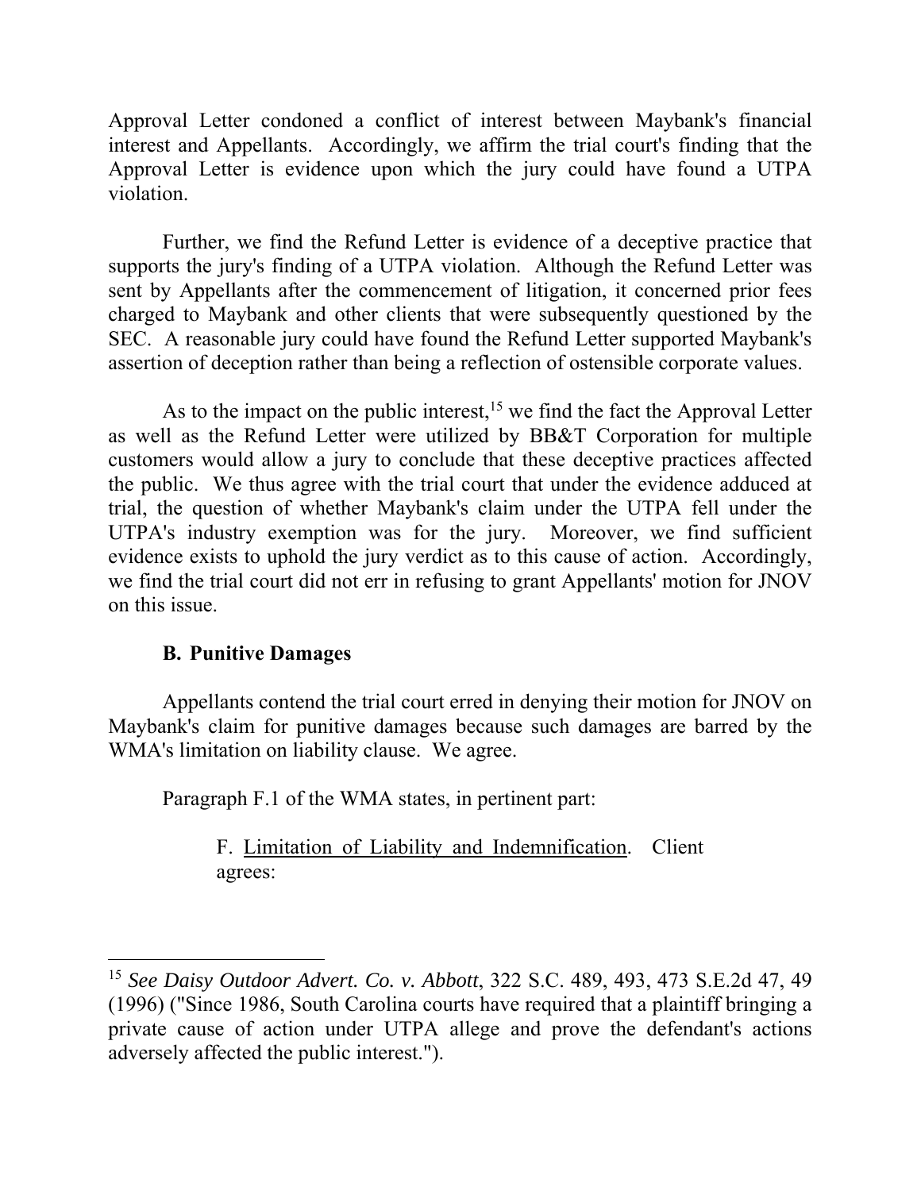Approval Letter condoned a conflict of interest between Maybank's financial interest and Appellants. Accordingly, we affirm the trial court's finding that the Approval Letter is evidence upon which the jury could have found a UTPA violation.

Further, we find the Refund Letter is evidence of a deceptive practice that supports the jury's finding of a UTPA violation. Although the Refund Letter was sent by Appellants after the commencement of litigation, it concerned prior fees charged to Maybank and other clients that were subsequently questioned by the SEC. A reasonable jury could have found the Refund Letter supported Maybank's assertion of deception rather than being a reflection of ostensible corporate values.

As to the impact on the public interest,[15] we find the fact the Approval Letter as well as the Refund Letter were utilized by BB&T Corporation for multiple customers would allow a jury to conclude that these deceptive practices affected the public. We thus agree with the trial court that under the evidence adduced at trial, the question of whether Maybank's claim under the UTPA fell under the UTPA's industry exemption was for the jury. Moreover, we find sufficient evidence exists to uphold the jury verdict as to this cause of action. Accordingly, we find the trial court did not err in refusing to grant Appellants' motion for JNOV on this issue.

### B. Punitive Damages

Appellants contend the trial court erred in denying their motion for JNOV on Maybank's claim for punitive damages because such damages are barred by the WMA's limitation on liability clause. We agree.

Paragraph F.1 of the WMA states, in pertinent part:

> F. <u>Limitation of Liability and Indemnification</u>. Client agrees:

---

[15] *See Daisy Outdoor Advert. Co. v. Abbott*, 322 S.C. 489, 493, 473 S.E.2d 47, 49 (1996) ("Since 1986, South Carolina courts have required that a plaintiff bringing a private cause of action under UTPA allege and prove the defendant's actions adversely affected the public interest.").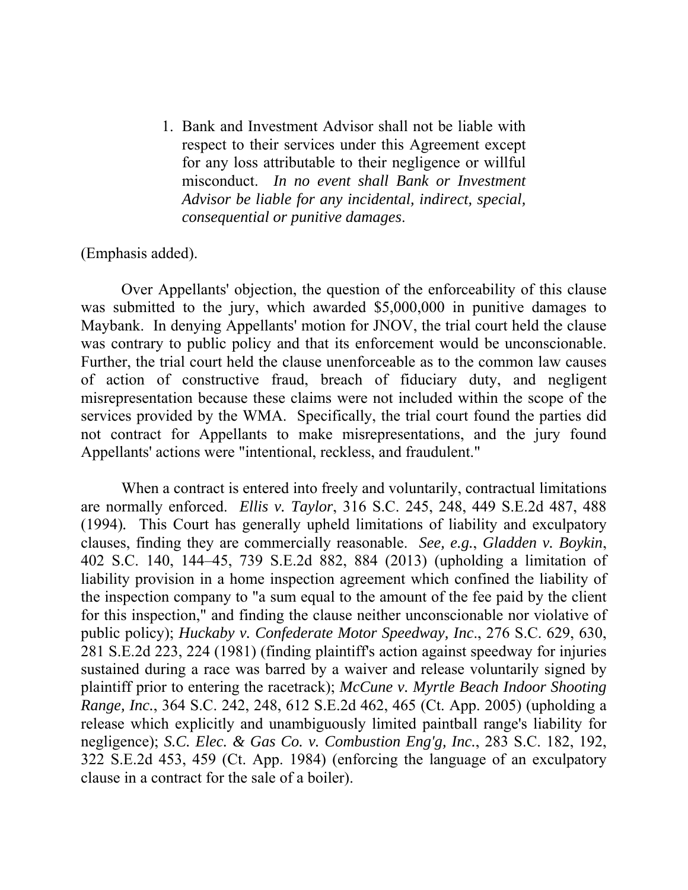1. Bank and Investment Advisor shall not be liable with respect to their services under this Agreement except for any loss attributable to their negligence or willful misconduct. *In no event shall Bank or Investment Advisor be liable for any incidental, indirect, special, consequential or punitive damages*.

(Emphasis added).

Over Appellants' objection, the question of the enforceability of this clause was submitted to the jury, which awarded $5,000,000 in punitive damages to Maybank. In denying Appellants' motion for JNOV, the trial court held the clause was contrary to public policy and that its enforcement would be unconscionable. Further, the trial court held the clause unenforceable as to the common law causes of action of constructive fraud, breach of fiduciary duty, and negligent misrepresentation because these claims were not included within the scope of the services provided by the WMA. Specifically, the trial court found the parties did not contract for Appellants to make misrepresentations, and the jury found Appellants' actions were "intentional, reckless, and fraudulent."

When a contract is entered into freely and voluntarily, contractual limitations are normally enforced. *Ellis v. Taylor*, 316 S.C. 245, 248, 449 S.E.2d 487, 488 (1994). This Court has generally upheld limitations of liability and exculpatory clauses, finding they are commercially reasonable. *See, e.g.*, *Gladden v. Boykin*, 402 S.C. 140, 144–45, 739 S.E.2d 882, 884 (2013) (upholding a limitation of liability provision in a home inspection agreement which confined the liability of the inspection company to "a sum equal to the amount of the fee paid by the client for this inspection," and finding the clause neither unconscionable nor violative of public policy); *Huckaby v. Confederate Motor Speedway, Inc*., 276 S.C. 629, 630, 281 S.E.2d 223, 224 (1981) (finding plaintiff's action against speedway for injuries sustained during a race was barred by a waiver and release voluntarily signed by plaintiff prior to entering the racetrack); *McCune v. Myrtle Beach Indoor Shooting Range, Inc.*, 364 S.C. 242, 248, 612 S.E.2d 462, 465 (Ct. App. 2005) (upholding a release which explicitly and unambiguously limited paintball range's liability for negligence); *S.C. Elec. & Gas Co. v. Combustion Eng'g, Inc.*, 283 S.C. 182, 192, 322 S.E.2d 453, 459 (Ct. App. 1984) (enforcing the language of an exculpatory clause in a contract for the sale of a boiler).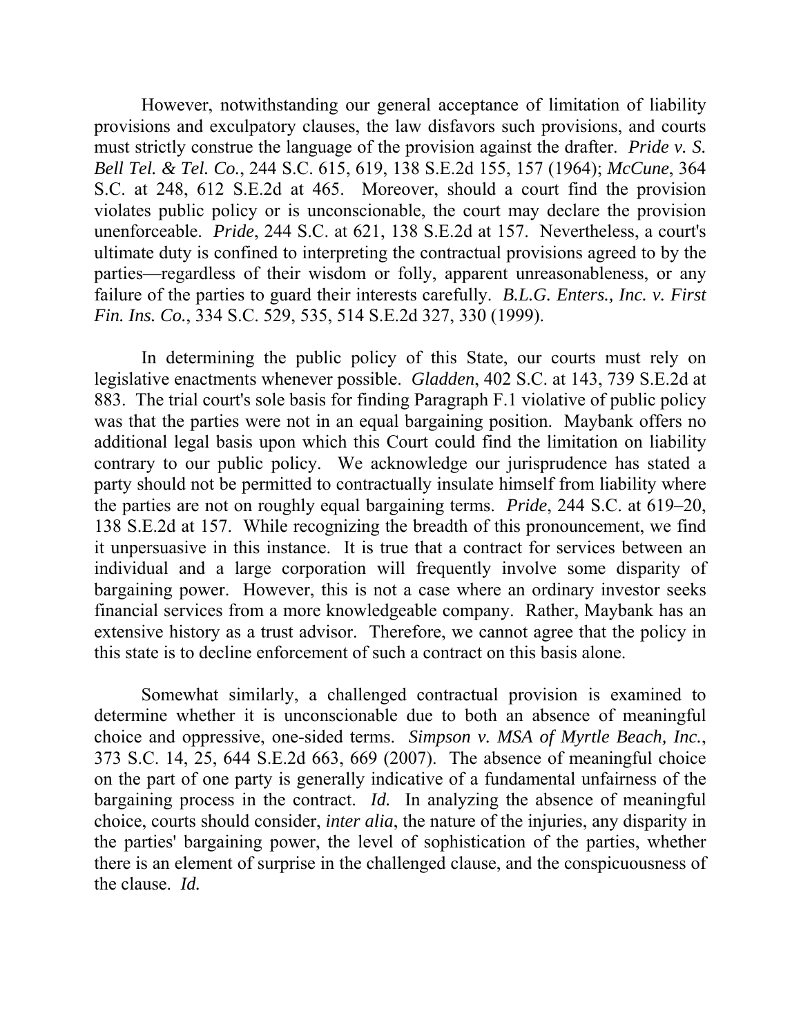However, notwithstanding our general acceptance of limitation of liability provisions and exculpatory clauses, the law disfavors such provisions, and courts must strictly construe the language of the provision against the drafter. *Pride v. S. Bell Tel. & Tel. Co.*, 244 S.C. 615, 619, 138 S.E.2d 155, 157 (1964); *McCune*, 364 S.C. at 248, 612 S.E.2d at 465. Moreover, should a court find the provision violates public policy or is unconscionable, the court may declare the provision unenforceable. *Pride*, 244 S.C. at 621, 138 S.E.2d at 157. Nevertheless, a court's ultimate duty is confined to interpreting the contractual provisions agreed to by the parties—regardless of their wisdom or folly, apparent unreasonableness, or any failure of the parties to guard their interests carefully. *B.L.G. Enters., Inc. v. First Fin. Ins. Co.*, 334 S.C. 529, 535, 514 S.E.2d 327, 330 (1999).

In determining the public policy of this State, our courts must rely on legislative enactments whenever possible. *Gladden*, 402 S.C. at 143, 739 S.E.2d at 883. The trial court's sole basis for finding Paragraph F.1 violative of public policy was that the parties were not in an equal bargaining position. Maybank offers no additional legal basis upon which this Court could find the limitation on liability contrary to our public policy. We acknowledge our jurisprudence has stated a party should not be permitted to contractually insulate himself from liability where the parties are not on roughly equal bargaining terms. *Pride*, 244 S.C. at 619–20, 138 S.E.2d at 157. While recognizing the breadth of this pronouncement, we find it unpersuasive in this instance. It is true that a contract for services between an individual and a large corporation will frequently involve some disparity of bargaining power. However, this is not a case where an ordinary investor seeks financial services from a more knowledgeable company. Rather, Maybank has an extensive history as a trust advisor. Therefore, we cannot agree that the policy in this state is to decline enforcement of such a contract on this basis alone.

Somewhat similarly, a challenged contractual provision is examined to determine whether it is unconscionable due to both an absence of meaningful choice and oppressive, one-sided terms. *Simpson v. MSA of Myrtle Beach, Inc.*, 373 S.C. 14, 25, 644 S.E.2d 663, 669 (2007). The absence of meaningful choice on the part of one party is generally indicative of a fundamental unfairness of the bargaining process in the contract. *Id.* In analyzing the absence of meaningful choice, courts should consider, *inter alia*, the nature of the injuries, any disparity in the parties' bargaining power, the level of sophistication of the parties, whether there is an element of surprise in the challenged clause, and the conspicuousness of the clause. *Id.*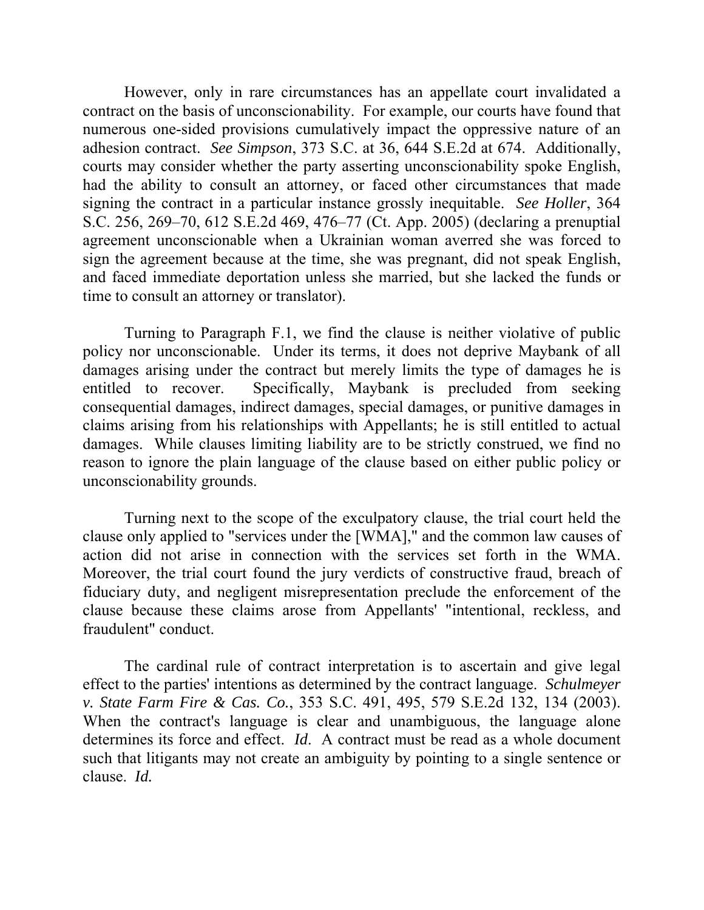However, only in rare circumstances has an appellate court invalidated a contract on the basis of unconscionability. For example, our courts have found that numerous one-sided provisions cumulatively impact the oppressive nature of an adhesion contract. *See Simpson*, 373 S.C. at 36, 644 S.E.2d at 674. Additionally, courts may consider whether the party asserting unconscionability spoke English, had the ability to consult an attorney, or faced other circumstances that made signing the contract in a particular instance grossly inequitable. *See Holler*, 364 S.C. 256, 269–70, 612 S.E.2d 469, 476–77 (Ct. App. 2005) (declaring a prenuptial agreement unconscionable when a Ukrainian woman averred she was forced to sign the agreement because at the time, she was pregnant, did not speak English, and faced immediate deportation unless she married, but she lacked the funds or time to consult an attorney or translator).

Turning to Paragraph F.1, we find the clause is neither violative of public policy nor unconscionable. Under its terms, it does not deprive Maybank of all damages arising under the contract but merely limits the type of damages he is entitled to recover. Specifically, Maybank is precluded from seeking consequential damages, indirect damages, special damages, or punitive damages in claims arising from his relationships with Appellants; he is still entitled to actual damages. While clauses limiting liability are to be strictly construed, we find no reason to ignore the plain language of the clause based on either public policy or unconscionability grounds.

Turning next to the scope of the exculpatory clause, the trial court held the clause only applied to "services under the [WMA]," and the common law causes of action did not arise in connection with the services set forth in the WMA. Moreover, the trial court found the jury verdicts of constructive fraud, breach of fiduciary duty, and negligent misrepresentation preclude the enforcement of the clause because these claims arose from Appellants' "intentional, reckless, and fraudulent" conduct.

The cardinal rule of contract interpretation is to ascertain and give legal effect to the parties' intentions as determined by the contract language. *Schulmeyer v. State Farm Fire & Cas. Co.*, 353 S.C. 491, 495, 579 S.E.2d 132, 134 (2003). When the contract's language is clear and unambiguous, the language alone determines its force and effect. *Id*. A contract must be read as a whole document such that litigants may not create an ambiguity by pointing to a single sentence or clause. *Id.*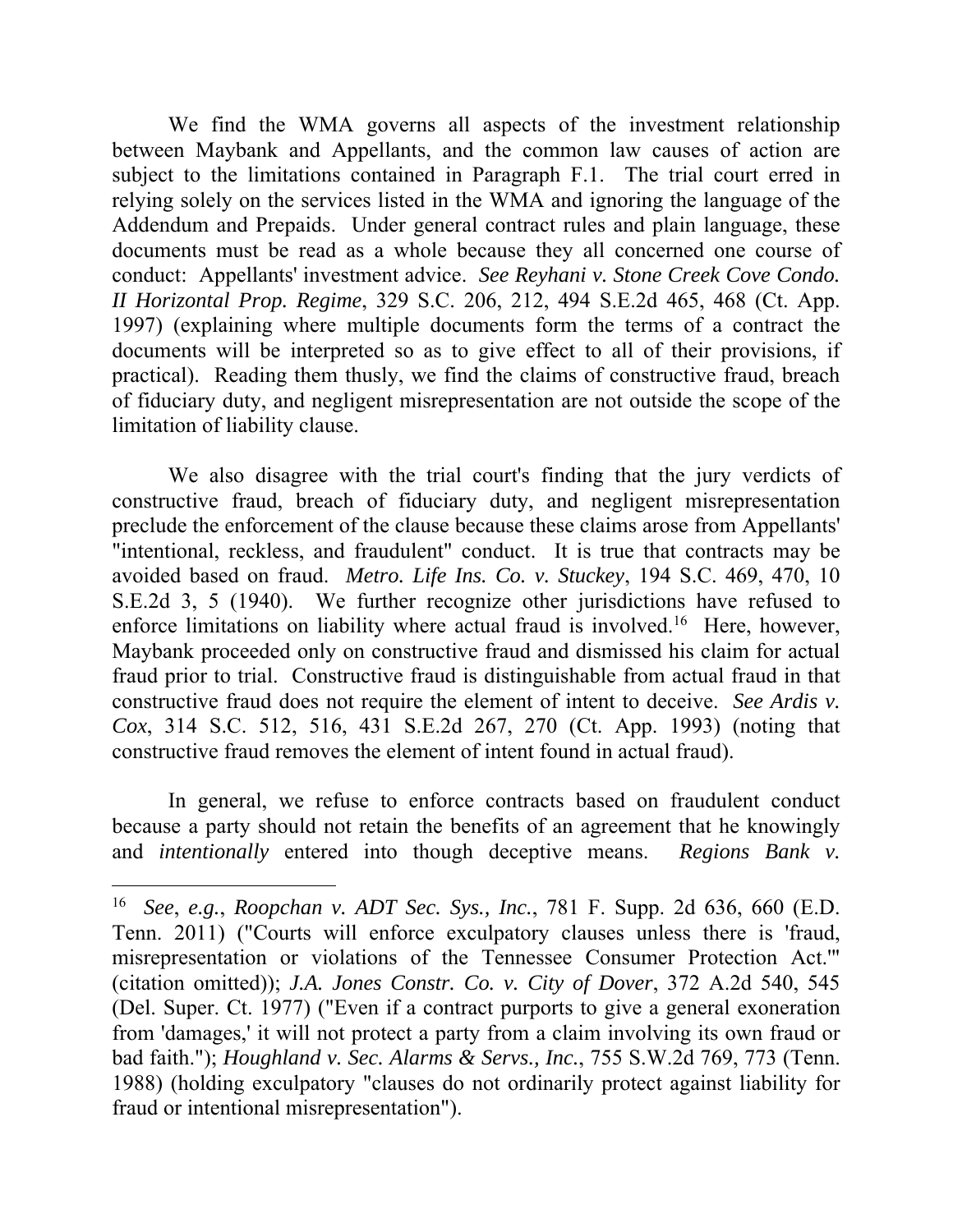We find the WMA governs all aspects of the investment relationship between Maybank and Appellants, and the common law causes of action are subject to the limitations contained in Paragraph F.1. The trial court erred in relying solely on the services listed in the WMA and ignoring the language of the Addendum and Prepaids. Under general contract rules and plain language, these documents must be read as a whole because they all concerned one course of conduct: Appellants' investment advice. *See Reyhani v. Stone Creek Cove Condo. II Horizontal Prop. Regime*, 329 S.C. 206, 212, 494 S.E.2d 465, 468 (Ct. App. 1997) (explaining where multiple documents form the terms of a contract the documents will be interpreted so as to give effect to all of their provisions, if practical). Reading them thusly, we find the claims of constructive fraud, breach of fiduciary duty, and negligent misrepresentation are not outside the scope of the limitation of liability clause.

We also disagree with the trial court's finding that the jury verdicts of constructive fraud, breach of fiduciary duty, and negligent misrepresentation preclude the enforcement of the clause because these claims arose from Appellants' "intentional, reckless, and fraudulent" conduct. It is true that contracts may be avoided based on fraud. *Metro. Life Ins. Co. v. Stuckey*, 194 S.C. 469, 470, 10 S.E.2d 3, 5 (1940). We further recognize other jurisdictions have refused to enforce limitations on liability where actual fraud is involved.[16] Here, however, Maybank proceeded only on constructive fraud and dismissed his claim for actual fraud prior to trial. Constructive fraud is distinguishable from actual fraud in that constructive fraud does not require the element of intent to deceive. *See Ardis v. Cox*, 314 S.C. 512, 516, 431 S.E.2d 267, 270 (Ct. App. 1993) (noting that constructive fraud removes the element of intent found in actual fraud).

In general, we refuse to enforce contracts based on fraudulent conduct because a party should not retain the benefits of an agreement that he knowingly and *intentionally* entered into though deceptive means. *Regions Bank v.*

---

[16] *See*, *e.g.*, *Roopchan v. ADT Sec. Sys., Inc.*, 781 F. Supp. 2d 636, 660 (E.D. Tenn. 2011) ("Courts will enforce exculpatory clauses unless there is 'fraud, misrepresentation or violations of the Tennessee Consumer Protection Act.'" (citation omitted)); *J.A. Jones Constr. Co. v. City of Dover*, 372 A.2d 540, 545 (Del. Super. Ct. 1977) ("Even if a contract purports to give a general exoneration from 'damages,' it will not protect a party from a claim involving its own fraud or bad faith."); *Houghland v. Sec. Alarms & Servs., Inc.*, 755 S.W.2d 769, 773 (Tenn. 1988) (holding exculpatory "clauses do not ordinarily protect against liability for fraud or intentional misrepresentation").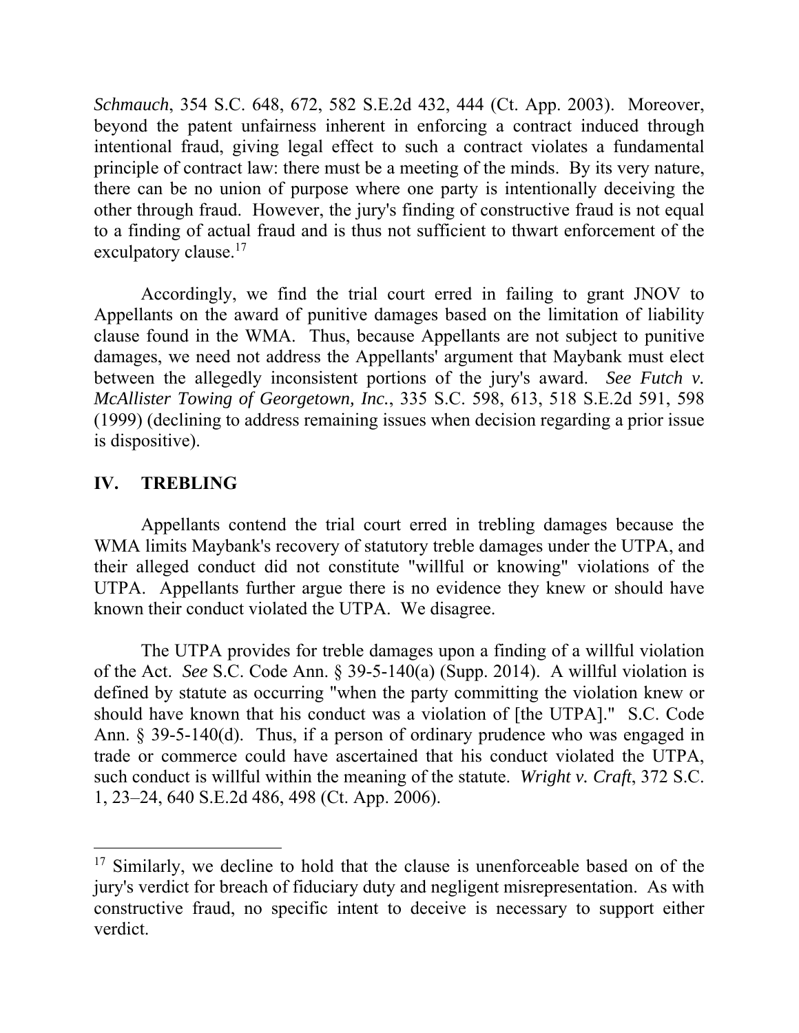*Schmauch*, 354 S.C. 648, 672, 582 S.E.2d 432, 444 (Ct. App. 2003). Moreover, beyond the patent unfairness inherent in enforcing a contract induced through intentional fraud, giving legal effect to such a contract violates a fundamental principle of contract law: there must be a meeting of the minds. By its very nature, there can be no union of purpose where one party is intentionally deceiving the other through fraud. However, the jury's finding of constructive fraud is not equal to a finding of actual fraud and is thus not sufficient to thwart enforcement of the exculpatory clause.[17]

Accordingly, we find the trial court erred in failing to grant JNOV to Appellants on the award of punitive damages based on the limitation of liability clause found in the WMA. Thus, because Appellants are not subject to punitive damages, we need not address the Appellants' argument that Maybank must elect between the allegedly inconsistent portions of the jury's award. *See Futch v. McAllister Towing of Georgetown, Inc.*, 335 S.C. 598, 613, 518 S.E.2d 591, 598 (1999) (declining to address remaining issues when decision regarding a prior issue is dispositive).

## IV. TREBLING

Appellants contend the trial court erred in trebling damages because the WMA limits Maybank's recovery of statutory treble damages under the UTPA, and their alleged conduct did not constitute "willful or knowing" violations of the UTPA. Appellants further argue there is no evidence they knew or should have known their conduct violated the UTPA. We disagree.

The UTPA provides for treble damages upon a finding of a willful violation of the Act. *See* S.C. Code Ann. § 39-5-140(a) (Supp. 2014). A willful violation is defined by statute as occurring "when the party committing the violation knew or should have known that his conduct was a violation of [the UTPA]." S.C. Code Ann. § 39-5-140(d). Thus, if a person of ordinary prudence who was engaged in trade or commerce could have ascertained that his conduct violated the UTPA, such conduct is willful within the meaning of the statute. *Wright v. Craft*, 372 S.C. 1, 23–24, 640 S.E.2d 486, 498 (Ct. App. 2006).

---

[17] Similarly, we decline to hold that the clause is unenforceable based on of the jury's verdict for breach of fiduciary duty and negligent misrepresentation. As with constructive fraud, no specific intent to deceive is necessary to support either verdict.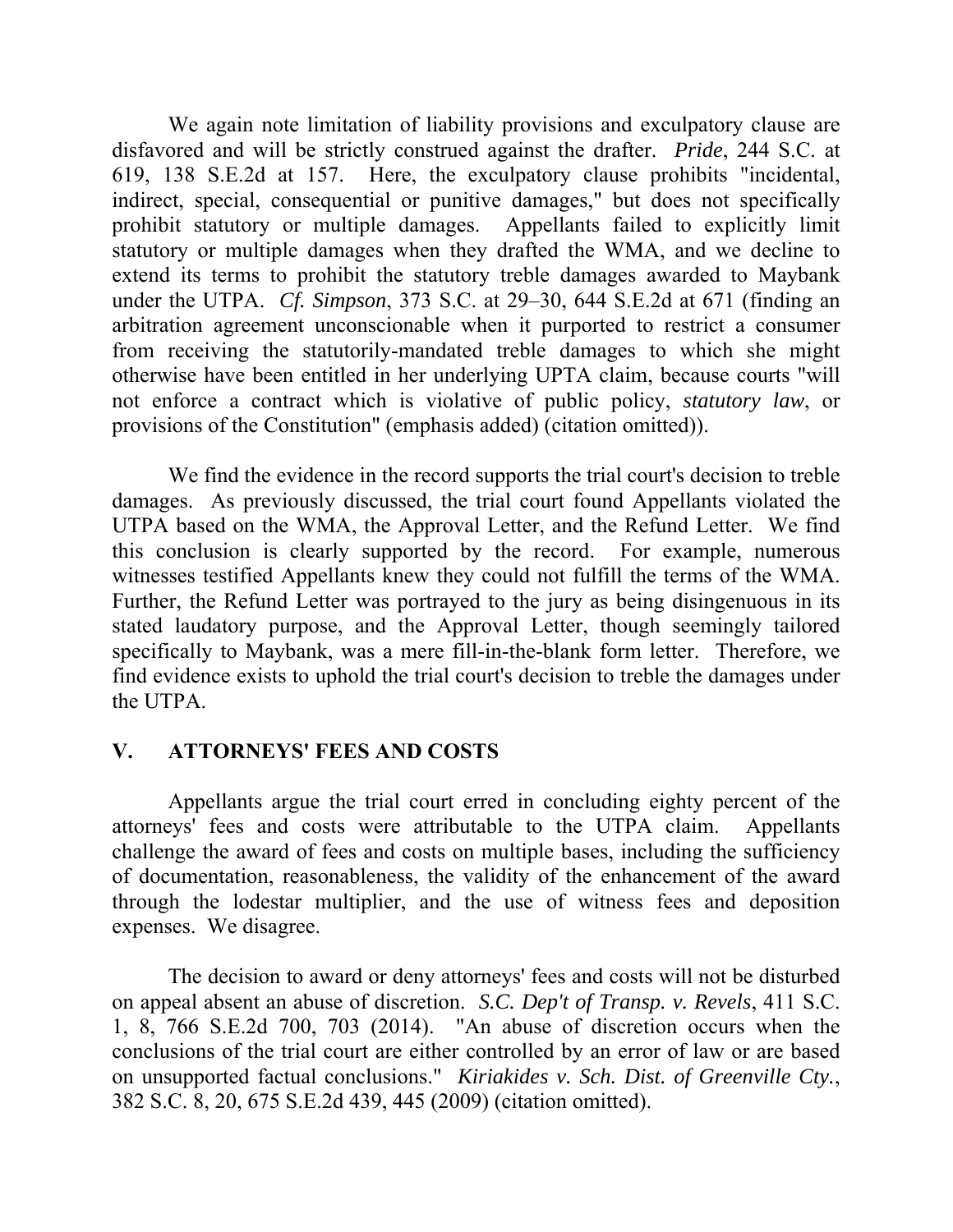We again note limitation of liability provisions and exculpatory clause are disfavored and will be strictly construed against the drafter. *Pride*, 244 S.C. at 619, 138 S.E.2d at 157. Here, the exculpatory clause prohibits "incidental, indirect, special, consequential or punitive damages," but does not specifically prohibit statutory or multiple damages. Appellants failed to explicitly limit statutory or multiple damages when they drafted the WMA, and we decline to extend its terms to prohibit the statutory treble damages awarded to Maybank under the UTPA. *Cf. Simpson*, 373 S.C. at 29–30, 644 S.E.2d at 671 (finding an arbitration agreement unconscionable when it purported to restrict a consumer from receiving the statutorily-mandated treble damages to which she might otherwise have been entitled in her underlying UPTA claim, because courts "will not enforce a contract which is violative of public policy, *statutory law*, or provisions of the Constitution" (emphasis added) (citation omitted)).

We find the evidence in the record supports the trial court's decision to treble damages. As previously discussed, the trial court found Appellants violated the UTPA based on the WMA, the Approval Letter, and the Refund Letter. We find this conclusion is clearly supported by the record. For example, numerous witnesses testified Appellants knew they could not fulfill the terms of the WMA. Further, the Refund Letter was portrayed to the jury as being disingenuous in its stated laudatory purpose, and the Approval Letter, though seemingly tailored specifically to Maybank, was a mere fill-in-the-blank form letter. Therefore, we find evidence exists to uphold the trial court's decision to treble the damages under the UTPA.

## V. ATTORNEYS' FEES AND COSTS

Appellants argue the trial court erred in concluding eighty percent of the attorneys' fees and costs were attributable to the UTPA claim. Appellants challenge the award of fees and costs on multiple bases, including the sufficiency of documentation, reasonableness, the validity of the enhancement of the award through the lodestar multiplier, and the use of witness fees and deposition expenses. We disagree.

The decision to award or deny attorneys' fees and costs will not be disturbed on appeal absent an abuse of discretion. *S.C. Dep't of Transp. v. Revels*, 411 S.C. 1, 8, 766 S.E.2d 700, 703 (2014). "An abuse of discretion occurs when the conclusions of the trial court are either controlled by an error of law or are based on unsupported factual conclusions." *Kiriakides v. Sch. Dist. of Greenville Cty.*, 382 S.C. 8, 20, 675 S.E.2d 439, 445 (2009) (citation omitted).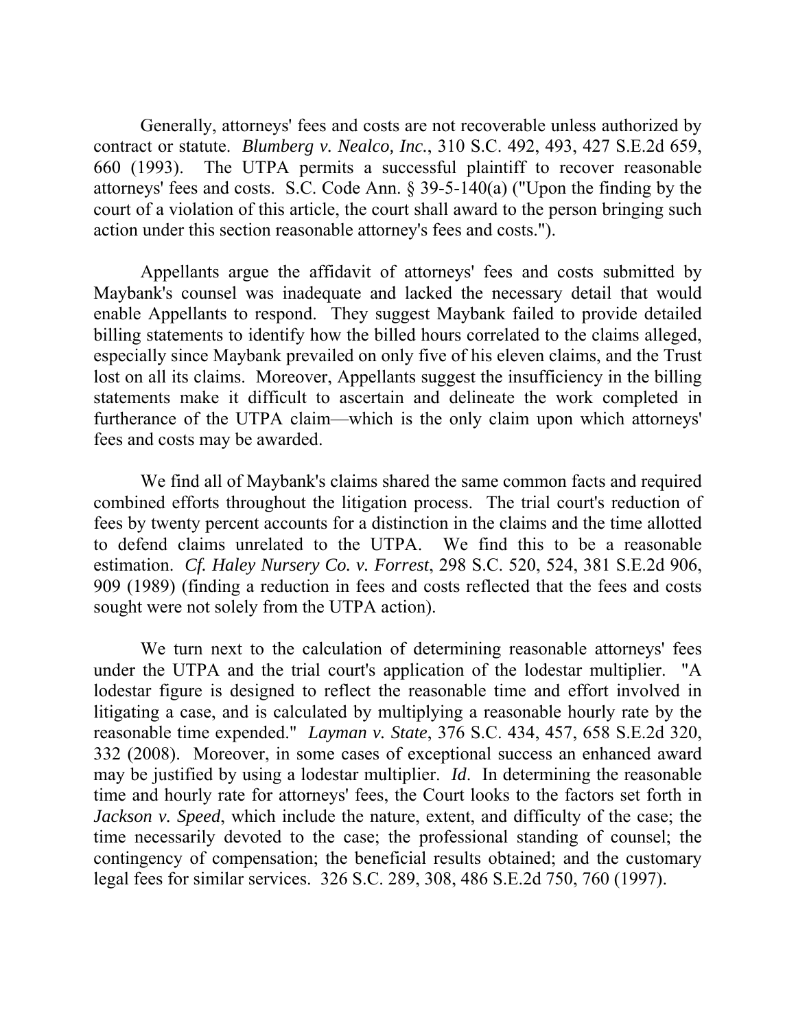Generally, attorneys' fees and costs are not recoverable unless authorized by contract or statute. *Blumberg v. Nealco, Inc.*, 310 S.C. 492, 493, 427 S.E.2d 659, 660 (1993). The UTPA permits a successful plaintiff to recover reasonable attorneys' fees and costs. S.C. Code Ann. § 39-5-140(a) ("Upon the finding by the court of a violation of this article, the court shall award to the person bringing such action under this section reasonable attorney's fees and costs.").

Appellants argue the affidavit of attorneys' fees and costs submitted by Maybank's counsel was inadequate and lacked the necessary detail that would enable Appellants to respond. They suggest Maybank failed to provide detailed billing statements to identify how the billed hours correlated to the claims alleged, especially since Maybank prevailed on only five of his eleven claims, and the Trust lost on all its claims. Moreover, Appellants suggest the insufficiency in the billing statements make it difficult to ascertain and delineate the work completed in furtherance of the UTPA claim—which is the only claim upon which attorneys' fees and costs may be awarded.

We find all of Maybank's claims shared the same common facts and required combined efforts throughout the litigation process. The trial court's reduction of fees by twenty percent accounts for a distinction in the claims and the time allotted to defend claims unrelated to the UTPA. We find this to be a reasonable estimation. *Cf. Haley Nursery Co. v. Forrest*, 298 S.C. 520, 524, 381 S.E.2d 906, 909 (1989) (finding a reduction in fees and costs reflected that the fees and costs sought were not solely from the UTPA action).

We turn next to the calculation of determining reasonable attorneys' fees under the UTPA and the trial court's application of the lodestar multiplier. "A lodestar figure is designed to reflect the reasonable time and effort involved in litigating a case, and is calculated by multiplying a reasonable hourly rate by the reasonable time expended." *Layman v. State*, 376 S.C. 434, 457, 658 S.E.2d 320, 332 (2008). Moreover, in some cases of exceptional success an enhanced award may be justified by using a lodestar multiplier. *Id*. In determining the reasonable time and hourly rate for attorneys' fees, the Court looks to the factors set forth in *Jackson v. Speed*, which include the nature, extent, and difficulty of the case; the time necessarily devoted to the case; the professional standing of counsel; the contingency of compensation; the beneficial results obtained; and the customary legal fees for similar services. 326 S.C. 289, 308, 486 S.E.2d 750, 760 (1997).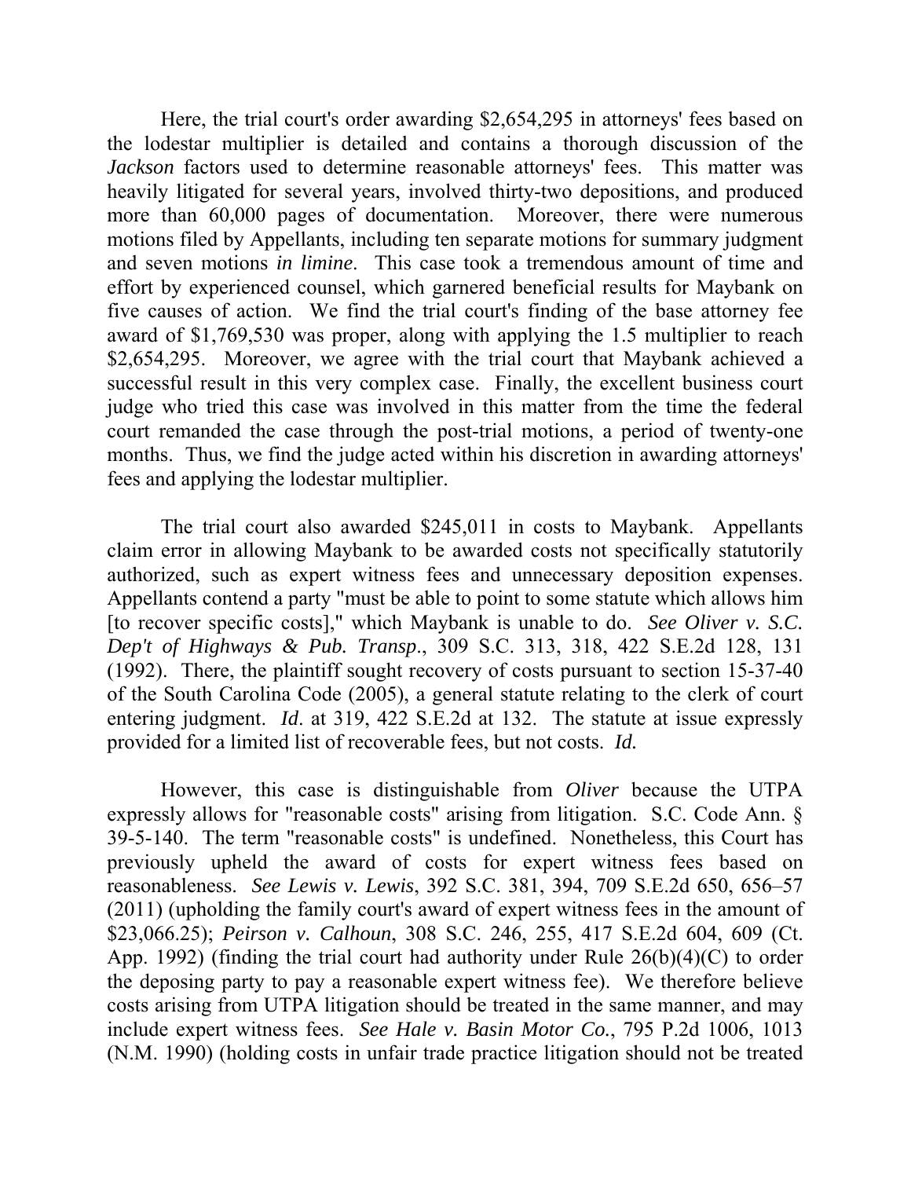Here, the trial court's order awarding $2,654,295 in attorneys' fees based on the lodestar multiplier is detailed and contains a thorough discussion of the *Jackson* factors used to determine reasonable attorneys' fees. This matter was heavily litigated for several years, involved thirty-two depositions, and produced more than 60,000 pages of documentation. Moreover, there were numerous motions filed by Appellants, including ten separate motions for summary judgment and seven motions *in limine*. This case took a tremendous amount of time and effort by experienced counsel, which garnered beneficial results for Maybank on five causes of action. We find the trial court's finding of the base attorney fee award of $1,769,530 was proper, along with applying the 1.5 multiplier to reach $2,654,295. Moreover, we agree with the trial court that Maybank achieved a successful result in this very complex case. Finally, the excellent business court judge who tried this case was involved in this matter from the time the federal court remanded the case through the post-trial motions, a period of twenty-one months. Thus, we find the judge acted within his discretion in awarding attorneys' fees and applying the lodestar multiplier.

The trial court also awarded $245,011 in costs to Maybank. Appellants claim error in allowing Maybank to be awarded costs not specifically statutorily authorized, such as expert witness fees and unnecessary deposition expenses. Appellants contend a party "must be able to point to some statute which allows him [to recover specific costs]," which Maybank is unable to do. *See Oliver v. S.C. Dep't of Highways & Pub. Transp.*, 309 S.C. 313, 318, 422 S.E.2d 128, 131 (1992). There, the plaintiff sought recovery of costs pursuant to section 15-37-40 of the South Carolina Code (2005), a general statute relating to the clerk of court entering judgment. *Id.* at 319, 422 S.E.2d at 132. The statute at issue expressly provided for a limited list of recoverable fees, but not costs. *Id.*

However, this case is distinguishable from *Oliver* because the UTPA expressly allows for "reasonable costs" arising from litigation. S.C. Code Ann. § 39-5-140. The term "reasonable costs" is undefined. Nonetheless, this Court has previously upheld the award of costs for expert witness fees based on reasonableness. *See Lewis v. Lewis*, 392 S.C. 381, 394, 709 S.E.2d 650, 656–57 (2011) (upholding the family court's award of expert witness fees in the amount of $23,066.25); *Peirson v. Calhoun*, 308 S.C. 246, 255, 417 S.E.2d 604, 609 (Ct. App. 1992) (finding the trial court had authority under Rule 26(b)(4)(C) to order the deposing party to pay a reasonable expert witness fee). We therefore believe costs arising from UTPA litigation should be treated in the same manner, and may include expert witness fees. *See Hale v. Basin Motor Co.*, 795 P.2d 1006, 1013 (N.M. 1990) (holding costs in unfair trade practice litigation should not be treated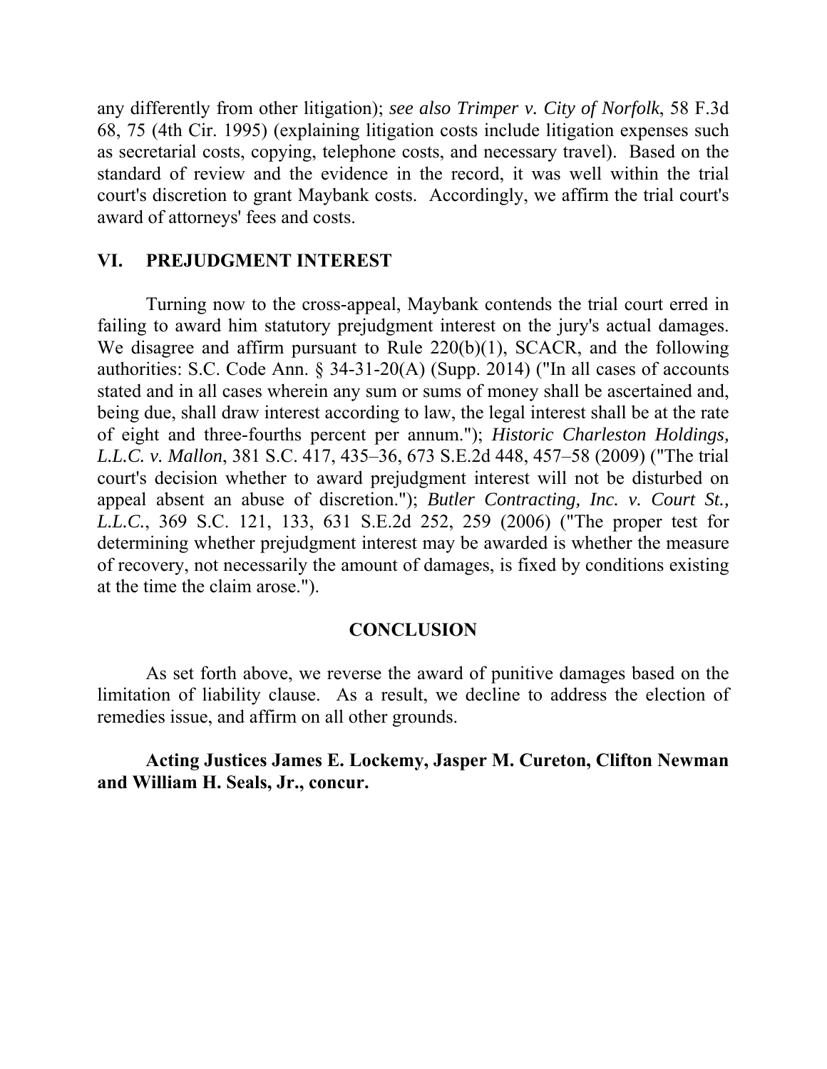any differently from other litigation); *see also Trimper v. City of Norfolk*, 58 F.3d 68, 75 (4th Cir. 1995) (explaining litigation costs include litigation expenses such as secretarial costs, copying, telephone costs, and necessary travel). Based on the standard of review and the evidence in the record, it was well within the trial court's discretion to grant Maybank costs. Accordingly, we affirm the trial court's award of attorneys' fees and costs.

## VI. PREJUDGMENT INTEREST

Turning now to the cross-appeal, Maybank contends the trial court erred in failing to award him statutory prejudgment interest on the jury's actual damages. We disagree and affirm pursuant to Rule 220(b)(1), SCACR, and the following authorities: S.C. Code Ann. § 34-31-20(A) (Supp. 2014) ("In all cases of accounts stated and in all cases wherein any sum or sums of money shall be ascertained and, being due, shall draw interest according to law, the legal interest shall be at the rate of eight and three-fourths percent per annum."); *Historic Charleston Holdings, L.L.C. v. Mallon*, 381 S.C. 417, 435–36, 673 S.E.2d 448, 457–58 (2009) ("The trial court's decision whether to award prejudgment interest will not be disturbed on appeal absent an abuse of discretion."); *Butler Contracting, Inc. v. Court St., L.L.C.*, 369 S.C. 121, 133, 631 S.E.2d 252, 259 (2006) ("The proper test for determining whether prejudgment interest may be awarded is whether the measure of recovery, not necessarily the amount of damages, is fixed by conditions existing at the time the claim arose.").

## CONCLUSION

As set forth above, we reverse the award of punitive damages based on the limitation of liability clause. As a result, we decline to address the election of remedies issue, and affirm on all other grounds.

**Acting Justices James E. Lockemy, Jasper M. Cureton, Clifton Newman and William H. Seals, Jr., concur.**